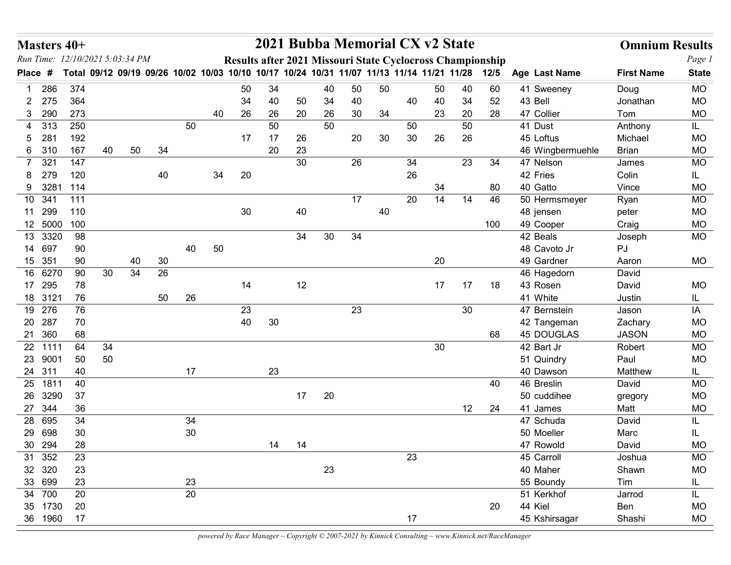# Masters 40+

## 2021 Bubba Memorial CX v2 State

**Omnium Results**

*Run Time: 12/10/2021 5:03:34 PM*

**Results after 2021 Missouri State Cyclocross Championship**

| Place | # | Total | 09/12 | 09/19 | 09/26 | 10/02 | 10/03 | 10/10 | 10/17 | 10/24 | 10/31 | 11/07 | 11/13 | 11/14 | 11/21 | 11/28 | 12/5 | Age | Last Name | First Name | State |
|---|---|---|---|---|---|---|---|---|---|---|---|---|---|---|---|---|---|---|---|---|---|
| 1 | 286 | 374 | | | | | | 50 | 34 | | 40 | 50 | 50 | | 50 | 40 | 60 | 41 | Sweeney | Doug | MO |
| 2 | 275 | 364 | | | | | | 34 | 40 | 50 | 34 | 40 | | 40 | 40 | 34 | 52 | 43 | Bell | Jonathan | MO |
| 3 | 290 | 273 | | | | | 40 | 26 | 26 | 20 | 26 | 30 | 34 | | 23 | 20 | 28 | 47 | Collier | Tom | MO |
| 4 | 313 | 250 | | | | 50 | | | 50 | | 50 | | | 50 | | 50 | | 41 | Dust | Anthony | IL |
| 5 | 281 | 192 | | | | | | 17 | 17 | 26 | | 20 | 30 | 30 | 26 | 26 | | 45 | Loftus | Michael | MO |
| 6 | 310 | 167 | 40 | 50 | 34 | | | | 20 | 23 | | | | | | | | 46 | Wingbermuehle | Brian | MO |
| 7 | 321 | 147 | | | | | | | | 30 | | 26 | | 34 | | 23 | 34 | 47 | Nelson | James | MO |
| 8 | 279 | 120 | | | 40 | | 34 | 20 | | | | | | 26 | | | | 42 | Fries | Colin | IL |
| 9 | 3281 | 114 | | | | | | | | | | | | | 34 | | 80 | 40 | Gatto | Vince | MO |
| 10 | 341 | 111 | | | | | | | | | | 17 | | 20 | 14 | 14 | 46 | 50 | Hermsmeyer | Ryan | MO |
| 11 | 299 | 110 | | | | | | 30 | | 40 | | | 40 | | | | | 48 | jensen | peter | MO |
| 12 | 5000 | 100 | | | | | | | | | | | | | | | 100 | 49 | Cooper | Craig | MO |
| 13 | 3320 | 98 | | | | | | | | 34 | 30 | 34 | | | | | | 42 | Beals | Joseph | MO |
| 14 | 697 | 90 | | | | 40 | 50 | | | | | | | | | | | 48 | Cavoto Jr | PJ | |
| 15 | 351 | 90 | | 40 | 30 | | | | | | | | | | 20 | | | 49 | Gardner | Aaron | MO |
| 16 | 6270 | 90 | 30 | 34 | 26 | | | | | | | | | | | | | 46 | Hagedorn | David | |
| 17 | 295 | 78 | | | | | | 14 | | 12 | | | | | 17 | 17 | 18 | 43 | Rosen | David | MO |
| 18 | 3121 | 76 | | | 50 | 26 | | | | | | | | | | | | 41 | White | Justin | IL |
| 19 | 276 | 76 | | | | | | 23 | | | | 23 | | | | 30 | | 47 | Bernstein | Jason | IA |
| 20 | 287 | 70 | | | | | | 40 | 30 | | | | | | | | | 42 | Tangeman | Zachary | MO |
| 21 | 360 | 68 | | | | | | | | | | | | | | | 68 | 45 | DOUGLAS | JASON | MO |
| 22 | 1111 | 64 | 34 | | | | | | | | | | | | 30 | | | 42 | Bart Jr | Robert | MO |
| 23 | 9001 | 50 | 50 | | | | | | | | | | | | | | | 51 | Quindry | Paul | MO |
| 24 | 311 | 40 | | | | 17 | | | 23 | | | | | | | | | 40 | Dawson | Matthew | IL |
| 25 | 1811 | 40 | | | | | | | | | | | | | | | 40 | 46 | Breslin | David | MO |
| 26 | 3290 | 37 | | | | | | | | 17 | 20 | | | | | | | 50 | cuddihee | gregory | MO |
| 27 | 344 | 36 | | | | | | | | | | | | | | 12 | 24 | 41 | James | Matt | MO |
| 28 | 695 | 34 | | | | 34 | | | | | | | | | | | | 47 | Schuda | David | IL |
| 29 | 698 | 30 | | | | 30 | | | | | | | | | | | | 50 | Moeller | Marc | IL |
| 30 | 294 | 28 | | | | | | | 14 | 14 | | | | | | | | 47 | Rowold | David | MO |
| 31 | 352 | 23 | | | | | | | | | | | | 23 | | | | 45 | Carroll | Joshua | MO |
| 32 | 320 | 23 | | | | | | | | | 23 | | | | | | | 40 | Maher | Shawn | MO |
| 33 | 699 | 23 | | | | 23 | | | | | | | | | | | | 55 | Boundy | Tim | IL |
| 34 | 700 | 20 | | | | 20 | | | | | | | | | | | | 51 | Kerkhof | Jarrod | IL |
| 35 | 1730 | 20 | | | | | | | | | | | | | | | 20 | 44 | Kiel | Ben | MO |
| 36 | 1960 | 17 | | | | | | | | | | | | 17 | | | | 45 | Kshirsagar | Shashi | MO |

*powered by Race Manager ~ Copyright © 2007-2021 by Kinnick Consulting ~ www.Kinnick.net/RaceManager*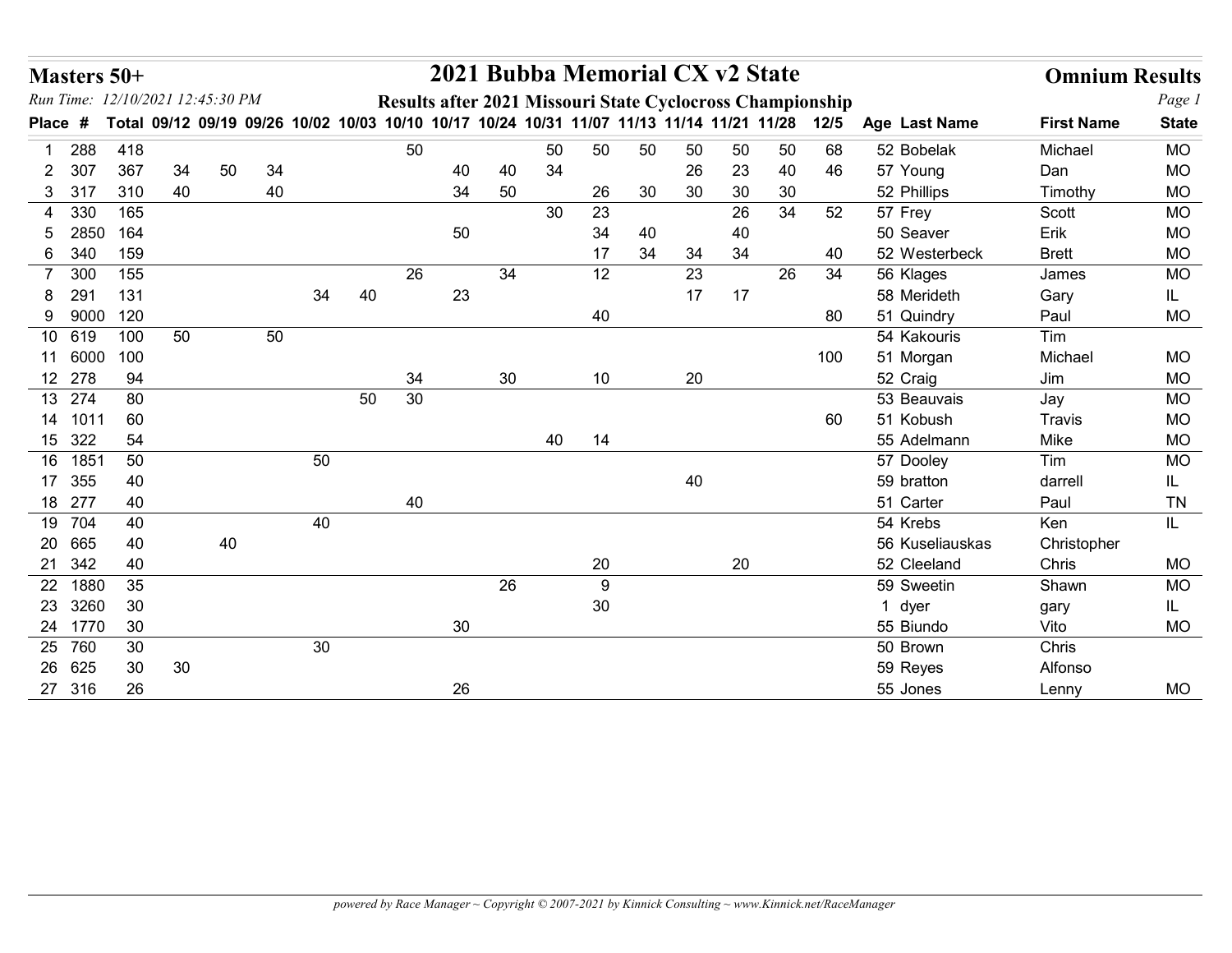# Masters 50+

## 2021 Bubba Memorial CX v2 State

## Omnium Results

*Run Time: 12/10/2021 12:45:30 PM*

**Results after 2021 Missouri State Cyclocross Championship**

| Place | # | Total | 09/12 | 09/19 | 09/26 | 10/02 | 10/03 | 10/10 | 10/17 | 10/24 | 10/31 | 11/07 | 11/13 | 11/14 | 11/21 | 11/28 | 12/5 | Age | Last Name | First Name | State |
|---|---|---|---|---|---|---|---|---|---|---|---|---|---|---|---|---|---|---|---|---|---|
| 1 | 288 | 418 | | | | | | 50 | | | 50 | 50 | 50 | 50 | 50 | 50 | 68 | 52 | Bobelak | Michael | MO |
| 2 | 307 | 367 | 34 | 50 | 34 | | | | 40 | 40 | 34 | | | 26 | 23 | 40 | 46 | 57 | Young | Dan | MO |
| 3 | 317 | 310 | 40 | | 40 | | | | 34 | 50 | | 26 | 30 | 30 | 30 | 30 | | 52 | Phillips | Timothy | MO |
| 4 | 330 | 165 | | | | | | | | | 30 | 23 | | | 26 | 34 | 52 | 57 | Frey | Scott | MO |
| 5 | 2850 | 164 | | | | | | | 50 | | | 34 | 40 | | 40 | | | 50 | Seaver | Erik | MO |
| 6 | 340 | 159 | | | | | | | | | | 17 | 34 | 34 | 34 | | 40 | 52 | Westerbeck | Brett | MO |
| 7 | 300 | 155 | | | | | | 26 | | 34 | | 12 | | 23 | | 26 | 34 | 56 | Klages | James | MO |
| 8 | 291 | 131 | | | | 34 | 40 | | 23 | | | | | 17 | 17 | | | 58 | Merideth | Gary | IL |
| 9 | 9000 | 120 | | | | | | | | | | 40 | | | | | 80 | 51 | Quindry | Paul | MO |
| 10 | 619 | 100 | 50 | | 50 | | | | | | | | | | | | | 54 | Kakouris | Tim | |
| 11 | 6000 | 100 | | | | | | | | | | | | | | | 100 | 51 | Morgan | Michael | MO |
| 12 | 278 | 94 | | | | | | 34 | | 30 | | 10 | | 20 | | | | 52 | Craig | Jim | MO |
| 13 | 274 | 80 | | | | | 50 | 30 | | | | | | | | | | 53 | Beauvais | Jay | MO |
| 14 | 1011 | 60 | | | | | | | | | | | | | | | 60 | 51 | Kobush | Travis | MO |
| 15 | 322 | 54 | | | | | | | | | 40 | 14 | | | | | | 55 | Adelmann | Mike | MO |
| 16 | 1851 | 50 | | | | 50 | | | | | | | | | | | | 57 | Dooley | Tim | MO |
| 17 | 355 | 40 | | | | | | | | | | | | 40 | | | | 59 | bratton | darrell | IL |
| 18 | 277 | 40 | | | | | | 40 | | | | | | | | | | 51 | Carter | Paul | TN |
| 19 | 704 | 40 | | | | 40 | | | | | | | | | | | | 54 | Krebs | Ken | IL |
| 20 | 665 | 40 | | 40 | | | | | | | | | | | | | | 56 | Kuseliauskas | Christopher | |
| 21 | 342 | 40 | | | | | | | | | | 20 | | | 20 | | | 52 | Cleeland | Chris | MO |
| 22 | 1880 | 35 | | | | | | | | 26 | | 9 | | | | | | 59 | Sweetin | Shawn | MO |
| 23 | 3260 | 30 | | | | | | | | | | 30 | | | | | | 1 | dyer | gary | IL |
| 24 | 1770 | 30 | | | | | | | 30 | | | | | | | | | 55 | Biundo | Vito | MO |
| 25 | 760 | 30 | | | | 30 | | | | | | | | | | | | 50 | Brown | Chris | |
| 26 | 625 | 30 | 30 | | | | | | | | | | | | | | | 59 | Reyes | Alfonso | |
| 27 | 316 | 26 | | | | | | | 26 | | | | | | | | | 55 | Jones | Lenny | MO |

*powered by Race Manager ~ Copyright © 2007-2021 by Kinnick Consulting ~ www.Kinnick.net/RaceManager*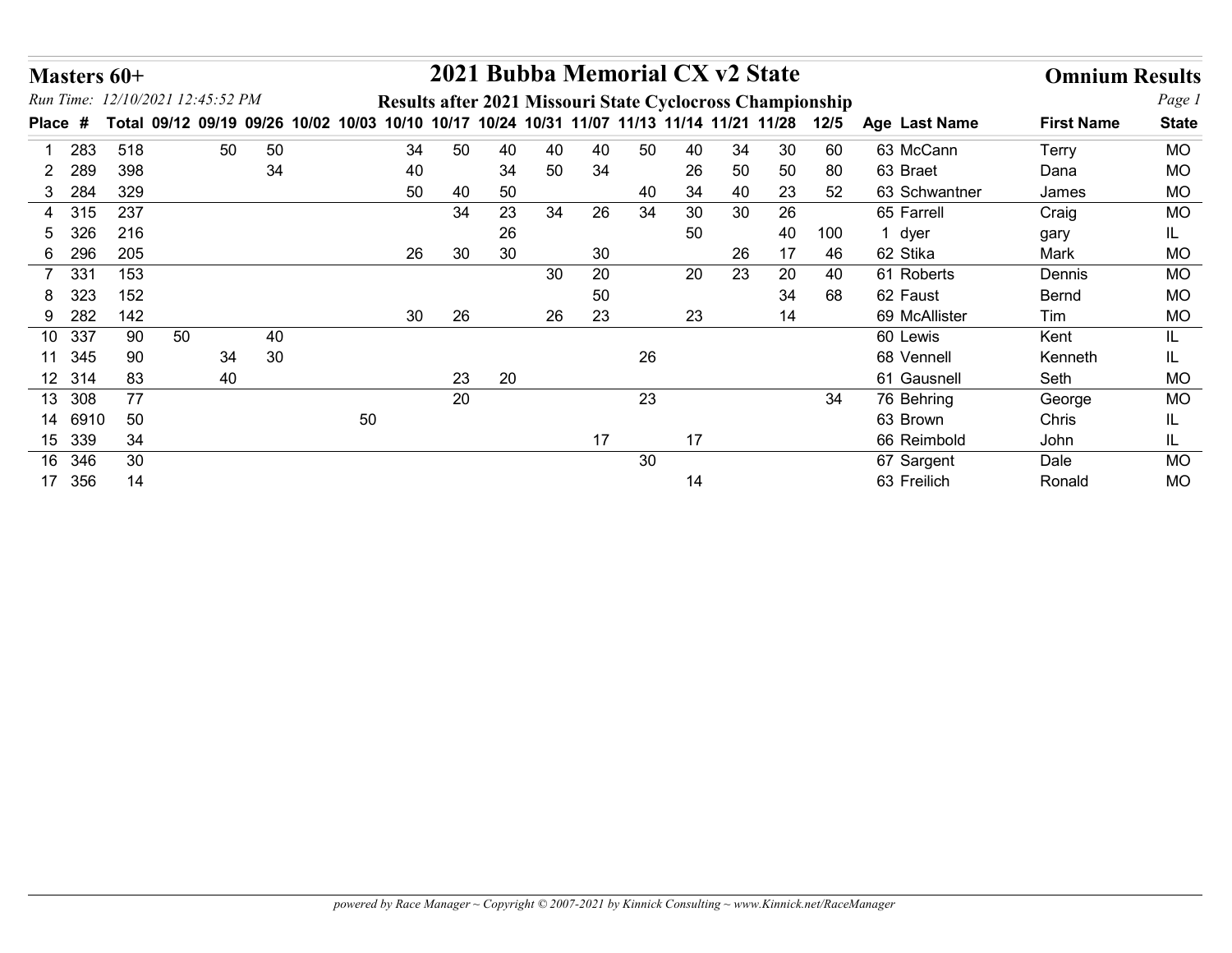# Masters 60+

## 2021 Bubba Memorial CX v2 State

**Omnium Results**

*Run Time: 12/10/2021 12:45:52 PM*

**Results after 2021 Missouri State Cyclocross Championship**

| Place | # | Total | 09/12 | 09/19 | 09/26 | 10/02 | 10/03 | 10/10 | 10/17 | 10/24 | 10/31 | 11/07 | 11/13 | 11/14 | 11/21 | 11/28 | 12/5 | Age | Last Name | First Name | State |
|---|---|---|---|---|---|---|---|---|---|---|---|---|---|---|---|---|---|---|---|---|---|
| 1 | 283 | 518 | | 50 | 50 | | | 34 | 50 | 40 | 40 | 40 | 50 | 40 | 34 | 30 | 60 | 63 | McCann | Terry | MO |
| 2 | 289 | 398 | | | 34 | | | 40 | | 34 | 50 | 34 | | 26 | 50 | 50 | 80 | 63 | Braet | Dana | MO |
| 3 | 284 | 329 | | | | | | 50 | 40 | 50 | | | 40 | 34 | 40 | 23 | 52 | 63 | Schwantner | James | MO |
| 4 | 315 | 237 | | | | | | | 34 | 23 | 34 | 26 | 34 | 30 | 30 | 26 | | 65 | Farrell | Craig | MO |
| 5 | 326 | 216 | | | | | | | | 26 | | | | 50 | | 40 | 100 | 1 | dyer | gary | IL |
| 6 | 296 | 205 | | | | | | 26 | 30 | 30 | | 30 | | | 26 | 17 | 46 | 62 | Stika | Mark | MO |
| 7 | 331 | 153 | | | | | | | | | 30 | 20 | | 20 | 23 | 20 | 40 | 61 | Roberts | Dennis | MO |
| 8 | 323 | 152 | | | | | | | | | | 50 | | | | 34 | 68 | 62 | Faust | Bernd | MO |
| 9 | 282 | 142 | | | | | | 30 | 26 | | 26 | 23 | | 23 | | 14 | | 69 | McAllister | Tim | MO |
| 10 | 337 | 90 | 50 | | 40 | | | | | | | | | | | | | 60 | Lewis | Kent | IL |
| 11 | 345 | 90 | | 34 | 30 | | | | | | | | 26 | | | | | 68 | Vennell | Kenneth | IL |
| 12 | 314 | 83 | | 40 | | | | | 23 | 20 | | | | | | | | 61 | Gausnell | Seth | MO |
| 13 | 308 | 77 | | | | | | | 20 | | | | 23 | | | | 34 | 76 | Behring | George | MO |
| 14 | 6910 | 50 | | | | | 50 | | | | | | | | | | | 63 | Brown | Chris | IL |
| 15 | 339 | 34 | | | | | | | | | | 17 | | 17 | | | | 66 | Reimbold | John | IL |
| 16 | 346 | 30 | | | | | | | | | | | 30 | | | | | 67 | Sargent | Dale | MO |
| 17 | 356 | 14 | | | | | | | | | | | | 14 | | | | 63 | Freilich | Ronald | MO |

*powered by Race Manager ~ Copyright © 2007-2021 by Kinnick Consulting ~ www.Kinnick.net/RaceManager*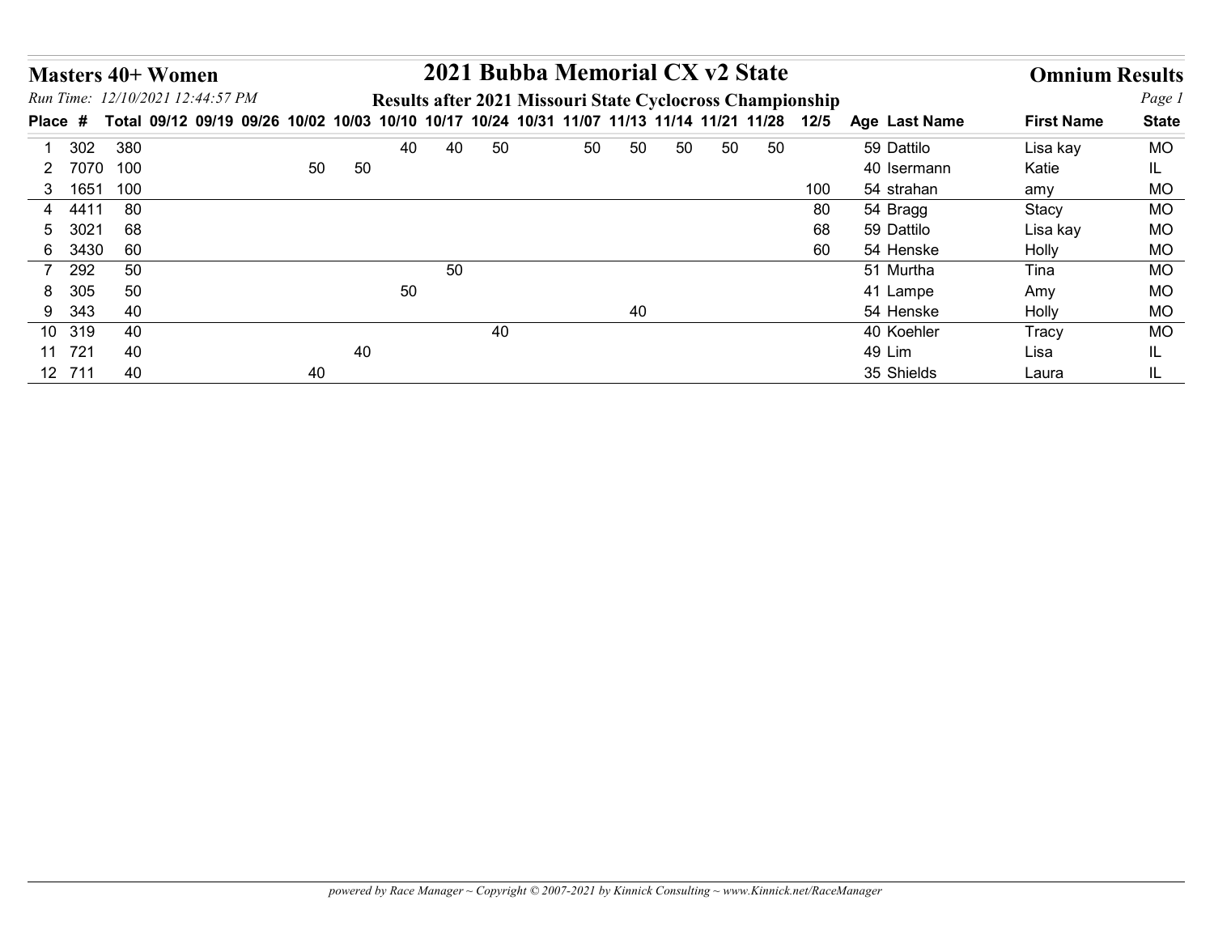# Masters 40+ Women

## 2021 Bubba Memorial CX v2 State

**Omnium Results**

*Run Time: 12/10/2021 12:44:57 PM*

**Results after 2021 Missouri State Cyclocross Championship**

| Place | # | Total | 09/12 | 09/19 | 09/26 | 10/02 | 10/03 | 10/10 | 10/17 | 10/24 | 10/31 | 11/07 | 11/13 | 11/14 | 11/21 | 11/28 | 12/5 | Age | Last Name | First Name | State |
|---|---|---|---|---|---|---|---|---|---|---|---|---|---|---|---|---|---|---|---|---|---|
| 1 | 302 | 380 | | | | | | 40 | 40 | 50 | | 50 | 50 | 50 | 50 | 50 | | 59 | Dattilo | Lisa kay | MO |
| 2 | 7070 | 100 | | | | 50 | 50 | | | | | | | | | | | 40 | Isermann | Katie | IL |
| 3 | 1651 | 100 | | | | | | | | | | | | | | | 100 | 54 | strahan | amy | MO |
| 4 | 4411 | 80 | | | | | | | | | | | | | | | 80 | 54 | Bragg | Stacy | MO |
| 5 | 3021 | 68 | | | | | | | | | | | | | | | 68 | 59 | Dattilo | Lisa kay | MO |
| 6 | 3430 | 60 | | | | | | | | | | | | | | | 60 | 54 | Henske | Holly | MO |
| 7 | 292 | 50 | | | | | | | 50 | | | | | | | | | 51 | Murtha | Tina | MO |
| 8 | 305 | 50 | | | | | | 50 | | | | | | | | | | 41 | Lampe | Amy | MO |
| 9 | 343 | 40 | | | | | | | | | | | 40 | | | | | 54 | Henske | Holly | MO |
| 10 | 319 | 40 | | | | | | | | 40 | | | | | | | | 40 | Koehler | Tracy | MO |
| 11 | 721 | 40 | | | | | 40 | | | | | | | | | | | 49 | Lim | Lisa | IL |
| 12 | 711 | 40 | | | | 40 | | | | | | | | | | | | 35 | Shields | Laura | IL |

*powered by Race Manager ~ Copyright © 2007-2021 by Kinnick Consulting ~ www.Kinnick.net/RaceManager*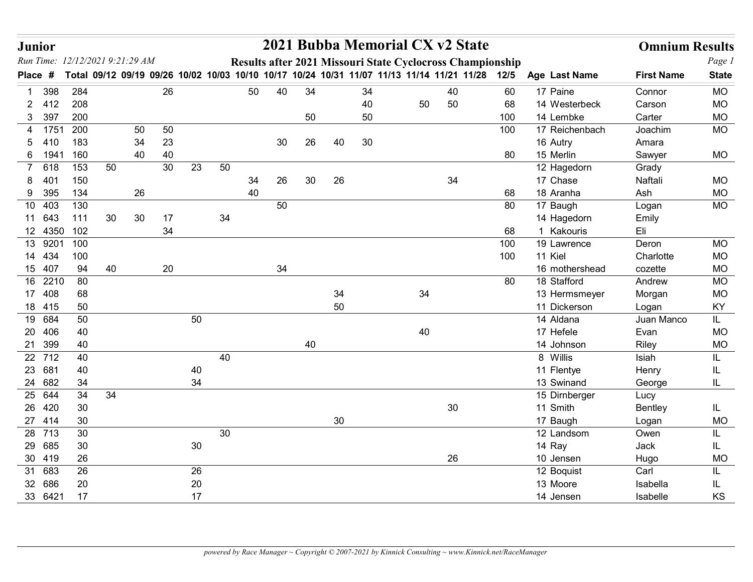**Junior**

# 2021 Bubba Memorial CX v2 State

**Omnium Results**

*Run Time: 12/12/2021 9:21:29 AM*

**Results after 2021 Missouri State Cyclocross Championship**

| Place | # | Total | 09/12 | 09/19 | 09/26 | 10/02 | 10/03 | 10/10 | 10/17 | 10/24 | 10/31 | 11/07 | 11/13 | 11/14 | 11/21 | 11/28 | 12/5 | Age | Last Name | First Name | State |
|---|---|---|---|---|---|---|---|---|---|---|---|---|---|---|---|---|---|---|---|---|---|
| 1 | 398 | 284 | | | 26 | | | 50 | 40 | 34 | | 34 | | | 40 | | 60 | 17 | Paine | Connor | MO |
| 2 | 412 | 208 | | | | | | | | | | 40 | | 50 | 50 | | 68 | 14 | Westerbeck | Carson | MO |
| 3 | 397 | 200 | | | | | | | | 50 | | 50 | | | | | 100 | 14 | Lembke | Carter | MO |
| 4 | 1751 | 200 | | 50 | 50 | | | | | | | | | | | | 100 | 17 | Reichenbach | Joachim | MO |
| 5 | 410 | 183 | | 34 | 23 | | | | 30 | 26 | 40 | 30 | | | | | | 16 | Autry | Amara | |
| 6 | 1941 | 160 | | 40 | 40 | | | | | | | | | | | | 80 | 15 | Merlin | Sawyer | MO |
| 7 | 618 | 153 | 50 | | 30 | 23 | 50 | | | | | | | | | | | 12 | Hagedorn | Grady | |
| 8 | 401 | 150 | | | | | | 34 | 26 | 30 | 26 | | | | 34 | | | 17 | Chase | Naftali | MO |
| 9 | 395 | 134 | | 26 | | | | 40 | | | | | | | | | 68 | 18 | Aranha | Ash | MO |
| 10 | 403 | 130 | | | | | | | 50 | | | | | | | | 80 | 17 | Baugh | Logan | MO |
| 11 | 643 | 111 | 30 | 30 | 17 | | 34 | | | | | | | | | | | 14 | Hagedorn | Emily | |
| 12 | 4350 | 102 | | | 34 | | | | | | | | | | | | 68 | 1 | Kakouris | Eli | |
| 13 | 9201 | 100 | | | | | | | | | | | | | | | 100 | 19 | Lawrence | Deron | MO |
| 14 | 434 | 100 | | | | | | | | | | | | | | | 100 | 11 | Kiel | Charlotte | MO |
| 15 | 407 | 94 | 40 | | 20 | | | | 34 | | | | | | | | | 16 | mothershead | cozette | MO |
| 16 | 2210 | 80 | | | | | | | | | | | | | | | 80 | 18 | Stafford | Andrew | MO |
| 17 | 408 | 68 | | | | | | | | | 34 | | | 34 | | | | 13 | Hermsmeyer | Morgan | MO |
| 18 | 415 | 50 | | | | | | | | | 50 | | | | | | | 11 | Dickerson | Logan | KY |
| 19 | 684 | 50 | | | | 50 | | | | | | | | | | | | 14 | Aldana | Juan Manco | IL |
| 20 | 406 | 40 | | | | | | | | | | | | 40 | | | | 17 | Hefele | Evan | MO |
| 21 | 399 | 40 | | | | | | | | 40 | | | | | | | | 14 | Johnson | Riley | MO |
| 22 | 712 | 40 | | | | | 40 | | | | | | | | | | | 8 | Willis | Isiah | IL |
| 23 | 681 | 40 | | | | 40 | | | | | | | | | | | | 11 | Flentye | Henry | IL |
| 24 | 682 | 34 | | | | 34 | | | | | | | | | | | | 13 | Swinand | George | IL |
| 25 | 644 | 34 | 34 | | | | | | | | | | | | | | | 15 | Dirnberger | Lucy | |
| 26 | 420 | 30 | | | | | | | | | | | | | 30 | | | 11 | Smith | Bentley | IL |
| 27 | 414 | 30 | | | | | | | | | 30 | | | | | | | 17 | Baugh | Logan | MO |
| 28 | 713 | 30 | | | | | 30 | | | | | | | | | | | 12 | Landsom | Owen | IL |
| 29 | 685 | 30 | | | | 30 | | | | | | | | | | | | 14 | Ray | Jack | IL |
| 30 | 419 | 26 | | | | | | | | | | | | | 26 | | | 10 | Jensen | Hugo | MO |
| 31 | 683 | 26 | | | | 26 | | | | | | | | | | | | 12 | Boquist | Carl | IL |
| 32 | 686 | 20 | | | | 20 | | | | | | | | | | | | 13 | Moore | Isabella | IL |
| 33 | 6421 | 17 | | | | 17 | | | | | | | | | | | | 14 | Jensen | Isabelle | KS |

*powered by Race Manager ~ Copyright © 2007-2021 by Kinnick Consulting ~ www.Kinnick.net/RaceManager*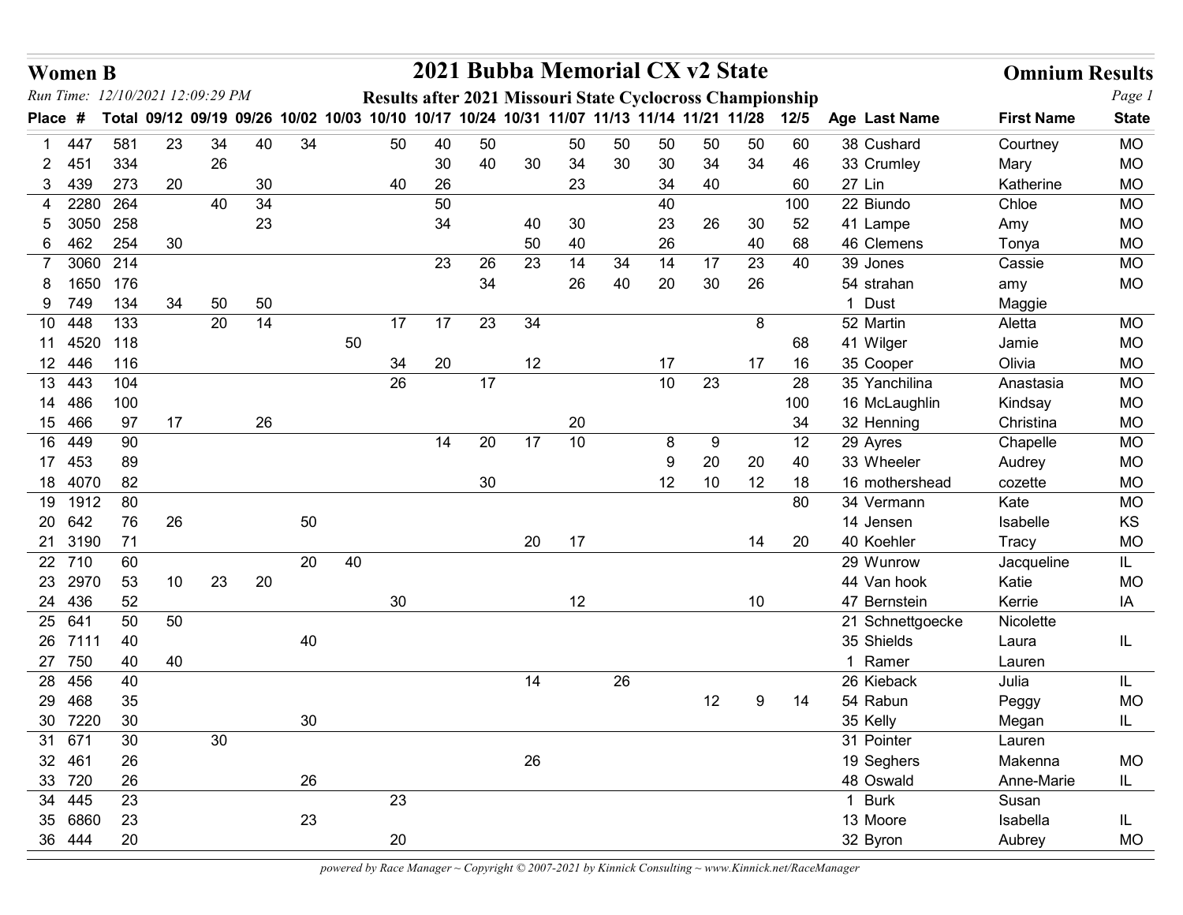# Women B

## 2021 Bubba Memorial CX v2 State

### Omnium Results

*Run Time: 12/10/2021 12:09:29 PM*

**Results after 2021 Missouri State Cyclocross Championship**

| Place | # | Total | 09/12 | 09/19 | 09/26 | 10/02 | 10/03 | 10/10 | 10/17 | 10/24 | 10/31 | 11/07 | 11/13 | 11/14 | 11/21 | 11/28 | 12/5 | Age | Last Name | First Name | State |
|---|---|---|---|---|---|---|---|---|---|---|---|---|---|---|---|---|---|---|---|---|---|
| 1 | 447 | 581 | 23 | 34 | 40 | 34 | | 50 | 40 | 50 | | 50 | 50 | 50 | 50 | 50 | 60 | 38 | Cushard | Courtney | MO |
| 2 | 451 | 334 | | 26 | | | | | 30 | 40 | 30 | 34 | 30 | 30 | 34 | 34 | 46 | 33 | Crumley | Mary | MO |
| 3 | 439 | 273 | 20 | | 30 | | | 40 | 26 | | | 23 | | 34 | 40 | | 60 | 27 | Lin | Katherine | MO |
| 4 | 2280 | 264 | | 40 | 34 | | | | 50 | | | | | 40 | | | 100 | 22 | Biundo | Chloe | MO |
| 5 | 3050 | 258 | | | 23 | | | | 34 | | 40 | 30 | | 23 | 26 | 30 | 52 | 41 | Lampe | Amy | MO |
| 6 | 462 | 254 | 30 | | | | | | | | 50 | 40 | | 26 | | 40 | 68 | 46 | Clemens | Tonya | MO |
| 7 | 3060 | 214 | | | | | | | 23 | 26 | 23 | 14 | 34 | 14 | 17 | 23 | 40 | 39 | Jones | Cassie | MO |
| 8 | 1650 | 176 | | | | | | | | 34 | | 26 | 40 | 20 | 30 | 26 | | 54 | strahan | amy | MO |
| 9 | 749 | 134 | 34 | 50 | 50 | | | | | | | | | | | | | 1 | Dust | Maggie | |
| 10 | 448 | 133 | | 20 | 14 | | | 17 | 17 | 23 | 34 | | | | | 8 | | 52 | Martin | Aletta | MO |
| 11 | 4520 | 118 | | | | | 50 | | | | | | | | | | 68 | 41 | Wilger | Jamie | MO |
| 12 | 446 | 116 | | | | | | 34 | 20 | | 12 | | | 17 | | 17 | 16 | 35 | Cooper | Olivia | MO |
| 13 | 443 | 104 | | | | | | 26 | | 17 | | | | 10 | 23 | | 28 | 35 | Yanchilina | Anastasia | MO |
| 14 | 486 | 100 | | | | | | | | | | | | | | | 100 | 16 | McLaughlin | Kindsay | MO |
| 15 | 466 | 97 | 17 | | 26 | | | | | | | 20 | | | | | 34 | 32 | Henning | Christina | MO |
| 16 | 449 | 90 | | | | | | | 14 | 20 | 17 | 10 | | 8 | 9 | | 12 | 29 | Ayres | Chapelle | MO |
| 17 | 453 | 89 | | | | | | | | | | | | 9 | 20 | 20 | 40 | 33 | Wheeler | Audrey | MO |
| 18 | 4070 | 82 | | | | | | | | 30 | | | | 12 | 10 | 12 | 18 | 16 | mothershead | cozette | MO |
| 19 | 1912 | 80 | | | | | | | | | | | | | | | 80 | 34 | Vermann | Kate | MO |
| 20 | 642 | 76 | 26 | | | 50 | | | | | | | | | | | | 14 | Jensen | Isabelle | KS |
| 21 | 3190 | 71 | | | | | | | | | 20 | 17 | | | | 14 | 20 | 40 | Koehler | Tracy | MO |
| 22 | 710 | 60 | | | | 20 | 40 | | | | | | | | | | | 29 | Wunrow | Jacqueline | IL |
| 23 | 2970 | 53 | 10 | 23 | 20 | | | | | | | | | | | | | 44 | Van hook | Katie | MO |
| 24 | 436 | 52 | | | | | | 30 | | | | 12 | | | | 10 | | 47 | Bernstein | Kerrie | IA |
| 25 | 641 | 50 | 50 | | | | | | | | | | | | | | | 21 | Schnettgoecke | Nicolette | |
| 26 | 7111 | 40 | | | | 40 | | | | | | | | | | | | 35 | Shields | Laura | IL |
| 27 | 750 | 40 | 40 | | | | | | | | | | | | | | | 1 | Ramer | Lauren | |
| 28 | 456 | 40 | | | | | | | | | 14 | | 26 | | | | | 26 | Kieback | Julia | IL |
| 29 | 468 | 35 | | | | | | | | | | | | | 12 | 9 | 14 | 54 | Rabun | Peggy | MO |
| 30 | 7220 | 30 | | | | 30 | | | | | | | | | | | | 35 | Kelly | Megan | IL |
| 31 | 671 | 30 | | 30 | | | | | | | | | | | | | | 31 | Pointer | Lauren | |
| 32 | 461 | 26 | | | | | | | | | 26 | | | | | | | 19 | Seghers | Makenna | MO |
| 33 | 720 | 26 | | | | 26 | | | | | | | | | | | | 48 | Oswald | Anne-Marie | IL |
| 34 | 445 | 23 | | | | | | 23 | | | | | | | | | | 1 | Burk | Susan | |
| 35 | 6860 | 23 | | | | 23 | | | | | | | | | | | | 13 | Moore | Isabella | IL |
| 36 | 444 | 20 | | | | | | 20 | | | | | | | | | | 32 | Byron | Aubrey | MO |

*powered by Race Manager ~ Copyright © 2007-2021 by Kinnick Consulting ~ www.Kinnick.net/RaceManager*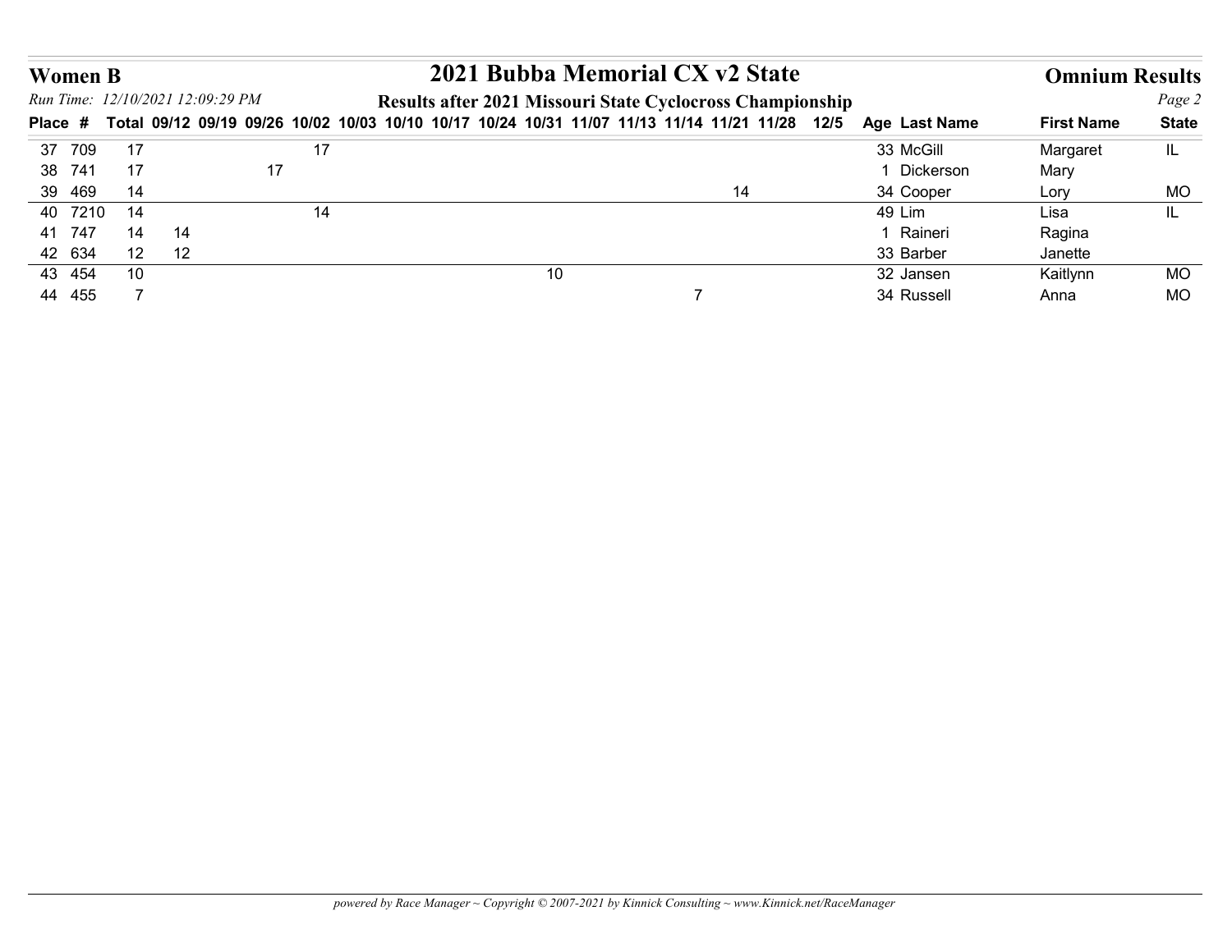## Women B

# 2021 Bubba Memorial CX v2 State

## Omnium Results

*Run Time: 12/10/2021 12:09:29 PM*

### Results after 2021 Missouri State Cyclocross Championship

| Place | # | Total | 09/12 | 09/19 | 09/26 | 10/02 | 10/03 | 10/10 | 10/17 | 10/24 | 10/31 | 11/07 | 11/13 | 11/14 | 11/21 | 11/28 | 12/5 | Age | Last Name | First Name | State |
|---|---|---|---|---|---|---|---|---|---|---|---|---|---|---|---|---|---|---|---|---|---|
| 37 | 709 | 17 | | | | 17 | | | | | | | | | | | | 33 | McGill | Margaret | IL |
| 38 | 741 | 17 | | | 17 | | | | | | | | | | | | | 1 | Dickerson | Mary | |
| 39 | 469 | 14 | | | | | | | | | | | | | 14 | | | 34 | Cooper | Lory | MO |
| 40 | 7210 | 14 | | | | 14 | | | | | | | | | | | | 49 | Lim | Lisa | IL |
| 41 | 747 | 14 | 14 | | | | | | | | | | | | | | | 1 | Raineri | Ragina | |
| 42 | 634 | 12 | 12 | | | | | | | | | | | | | | | 33 | Barber | Janette | |
| 43 | 454 | 10 | | | | | | | | | 10 | | | | | | | 32 | Jansen | Kaitlynn | MO |
| 44 | 455 | 7 | | | | | | | | | | | | 7 | | | | 34 | Russell | Anna | MO |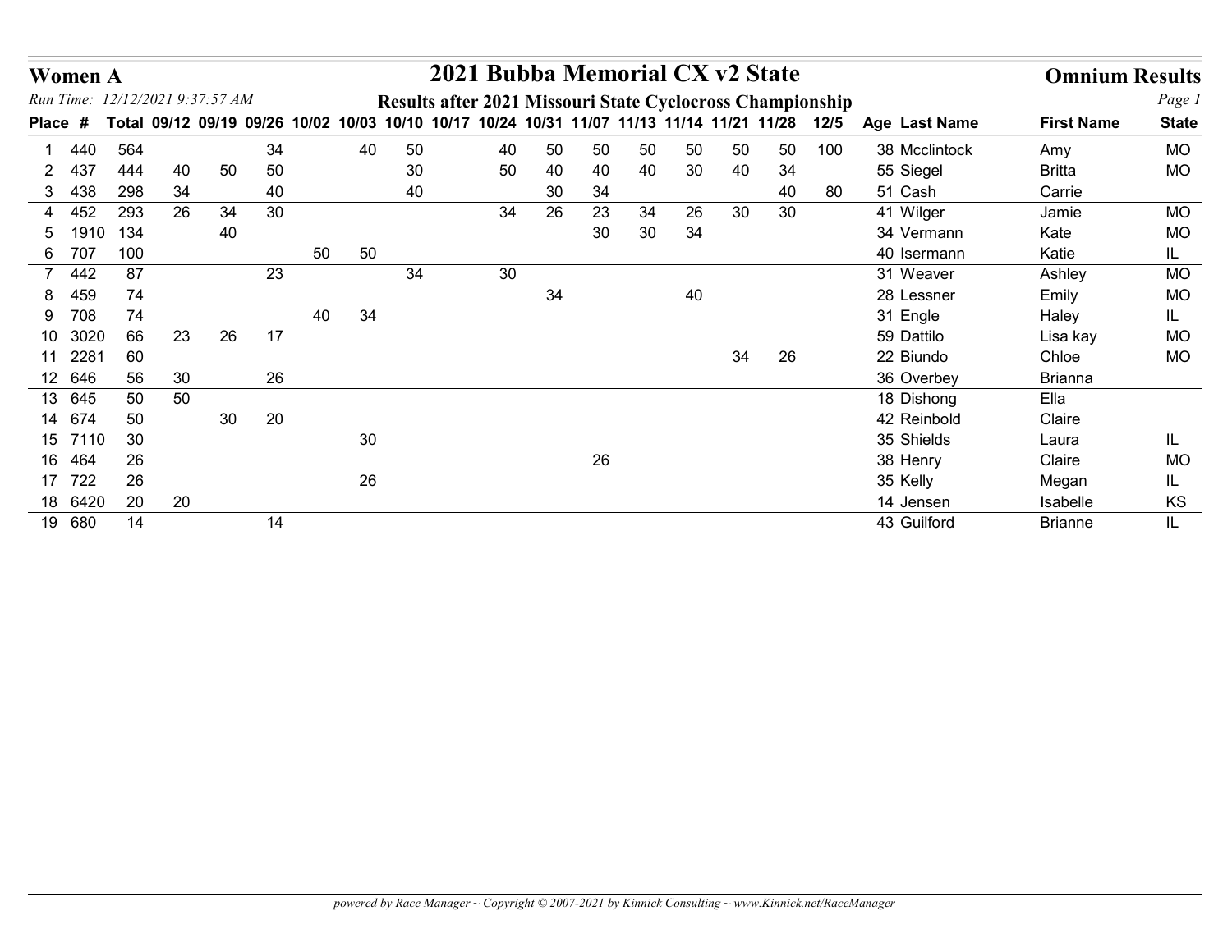# Women A

## 2021 Bubba Memorial CX v2 State

## Omnium Results

*Run Time: 12/12/2021 9:37:57 AM*

**Results after 2021 Missouri State Cyclocross Championship**

| Place | # | Total | 09/12 | 09/19 | 09/26 | 10/02 | 10/03 | 10/10 | 10/17 | 10/24 | 10/31 | 11/07 | 11/13 | 11/14 | 11/21 | 11/28 | 12/5 | Age | Last Name | First Name | State |
|---|---|---|---|---|---|---|---|---|---|---|---|---|---|---|---|---|---|---|---|---|---|
| 1 | 440 | 564 | | | 34 | | 40 | 50 | | 40 | 50 | 50 | 50 | 50 | 50 | 50 | 100 | 38 | Mcclintock | Amy | MO |
| 2 | 437 | 444 | 40 | 50 | 50 | | | 30 | | 50 | 40 | 40 | 40 | 30 | 40 | 34 | | 55 | Siegel | Britta | MO |
| 3 | 438 | 298 | 34 | | 40 | | | 40 | | | 30 | 34 | | | | 40 | 80 | 51 | Cash | Carrie | |
| 4 | 452 | 293 | 26 | 34 | 30 | | | | | 34 | 26 | 23 | 34 | 26 | 30 | 30 | | 41 | Wilger | Jamie | MO |
| 5 | 1910 | 134 | | 40 | | | | | | | | 30 | 30 | 34 | | | | 34 | Vermann | Kate | MO |
| 6 | 707 | 100 | | | | 50 | 50 | | | | | | | | | | | 40 | Isermann | Katie | IL |
| 7 | 442 | 87 | | | 23 | | | 34 | | 30 | | | | | | | | 31 | Weaver | Ashley | MO |
| 8 | 459 | 74 | | | | | | | | | 34 | | | 40 | | | | 28 | Lessner | Emily | MO |
| 9 | 708 | 74 | | | | 40 | 34 | | | | | | | | | | | 31 | Engle | Haley | IL |
| 10 | 3020 | 66 | 23 | 26 | 17 | | | | | | | | | | | | | 59 | Dattilo | Lisa kay | MO |
| 11 | 2281 | 60 | | | | | | | | | | | | | 34 | 26 | | 22 | Biundo | Chloe | MO |
| 12 | 646 | 56 | 30 | | 26 | | | | | | | | | | | | | 36 | Overbey | Brianna | |
| 13 | 645 | 50 | 50 | | | | | | | | | | | | | | | 18 | Dishong | Ella | |
| 14 | 674 | 50 | | 30 | 20 | | | | | | | | | | | | | 42 | Reinbold | Claire | |
| 15 | 7110 | 30 | | | | | 30 | | | | | | | | | | | 35 | Shields | Laura | IL |
| 16 | 464 | 26 | | | | | | | | | | 26 | | | | | | 38 | Henry | Claire | MO |
| 17 | 722 | 26 | | | | | 26 | | | | | | | | | | | 35 | Kelly | Megan | IL |
| 18 | 6420 | 20 | 20 | | | | | | | | | | | | | | | 14 | Jensen | Isabelle | KS |
| 19 | 680 | 14 | | | 14 | | | | | | | | | | | | | 43 | Guilford | Brianne | IL |

*powered by Race Manager ~ Copyright © 2007-2021 by Kinnick Consulting ~ www.Kinnick.net/RaceManager*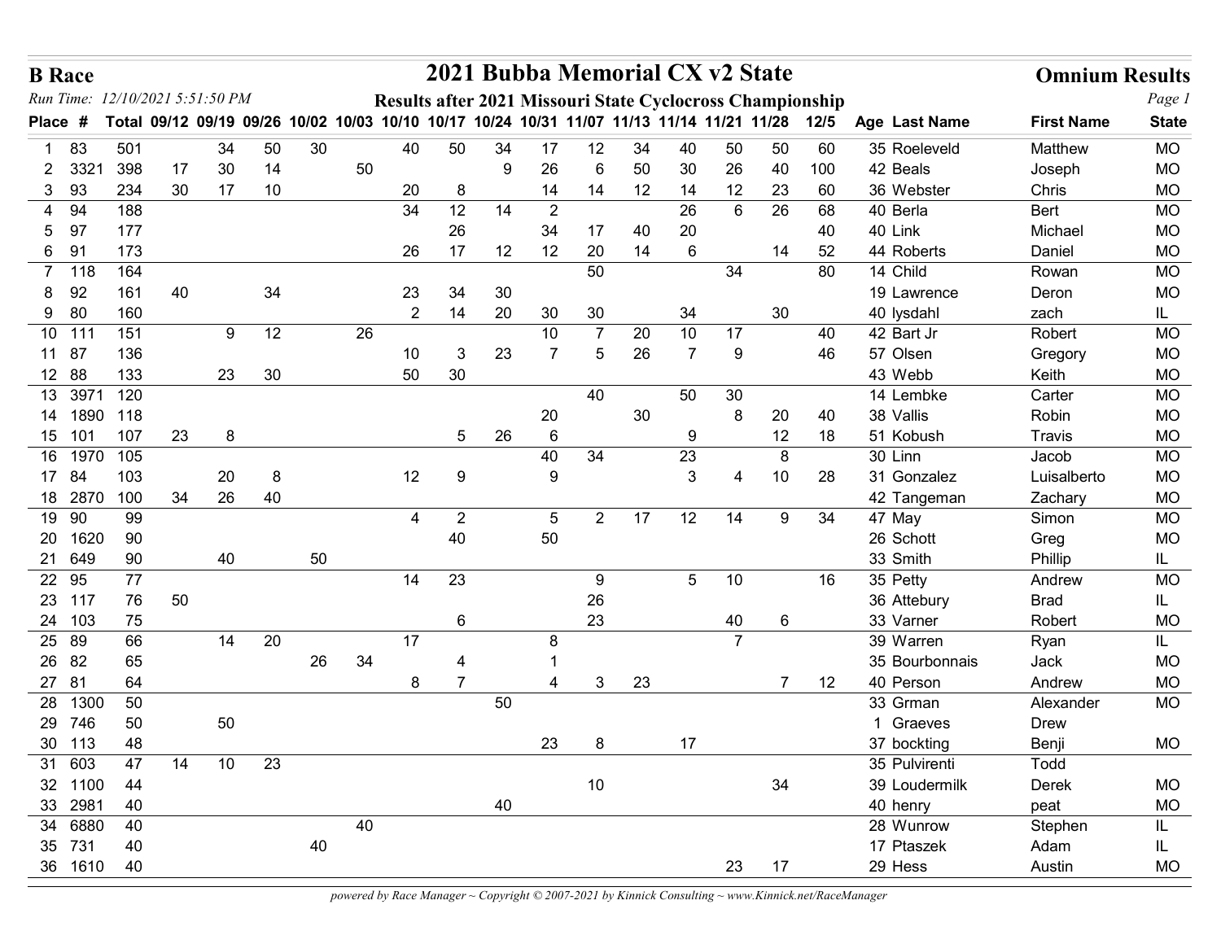# B Race

## 2021 Bubba Memorial CX v2 State

### Omnium Results

*Run Time: 12/10/2021 5:51:50 PM*

**Results after 2021 Missouri State Cyclocross Championship**

| Place | # | Total | 09/12 | 09/19 | 09/26 | 10/02 | 10/03 | 10/10 | 10/17 | 10/24 | 10/31 | 11/07 | 11/13 | 11/14 | 11/21 | 11/28 | 12/5 | Age | Last Name | First Name | State |
|---|---|---|---|---|---|---|---|---|---|---|---|---|---|---|---|---|---|---|---|---|---|
| 1 | 83 | 501 | | 34 | 50 | 30 | | 40 | 50 | 34 | 17 | 12 | 34 | 40 | 50 | 50 | 60 | 35 | Roeleveld | Matthew | MO |
| 2 | 3321 | 398 | 17 | 30 | 14 | | 50 | | | 9 | 26 | 6 | 50 | 30 | 26 | 40 | 100 | 42 | Beals | Joseph | MO |
| 3 | 93 | 234 | 30 | 17 | 10 | | | 20 | 8 | | 14 | 14 | 12 | 14 | 12 | 23 | 60 | 36 | Webster | Chris | MO |
| 4 | 94 | 188 | | | | | | 34 | 12 | 14 | 2 | | | 26 | 6 | 26 | 68 | 40 | Berla | Bert | MO |
| 5 | 97 | 177 | | | | | | | 26 | | 34 | 17 | 40 | 20 | | | 40 | 40 | Link | Michael | MO |
| 6 | 91 | 173 | | | | | | 26 | 17 | 12 | 12 | 20 | 14 | 6 | | 14 | 52 | 44 | Roberts | Daniel | MO |
| 7 | 118 | 164 | | | | | | | | | | 50 | | | 34 | | 80 | 14 | Child | Rowan | MO |
| 8 | 92 | 161 | 40 | | 34 | | | 23 | 34 | 30 | | | | | | | | 19 | Lawrence | Deron | MO |
| 9 | 80 | 160 | | | | | | 2 | 14 | 20 | 30 | 30 | | 34 | | 30 | | 40 | lysdahl | zach | IL |
| 10 | 111 | 151 | | 9 | 12 | | 26 | | | | 10 | 7 | 20 | 10 | 17 | | 40 | 42 | Bart Jr | Robert | MO |
| 11 | 87 | 136 | | | | | | 10 | 3 | 23 | 7 | 5 | 26 | 7 | 9 | | 46 | 57 | Olsen | Gregory | MO |
| 12 | 88 | 133 | | 23 | 30 | | | 50 | 30 | | | | | | | | | 43 | Webb | Keith | MO |
| 13 | 3971 | 120 | | | | | | | | | | 40 | | 50 | 30 | | | 14 | Lembke | Carter | MO |
| 14 | 1890 | 118 | | | | | | | | | 20 | | 30 | | 8 | 20 | 40 | 38 | Vallis | Robin | MO |
| 15 | 101 | 107 | 23 | 8 | | | | | 5 | 26 | 6 | | | 9 | | 12 | 18 | 51 | Kobush | Travis | MO |
| 16 | 1970 | 105 | | | | | | | | | 40 | 34 | | 23 | | 8 | | 30 | Linn | Jacob | MO |
| 17 | 84 | 103 | | 20 | 8 | | | 12 | 9 | | 9 | | | 3 | 4 | 10 | 28 | 31 | Gonzalez | Luisalberto | MO |
| 18 | 2870 | 100 | 34 | 26 | 40 | | | | | | | | | | | | | 42 | Tangeman | Zachary | MO |
| 19 | 90 | 99 | | | | | | 4 | 2 | | 5 | 2 | 17 | 12 | 14 | 9 | 34 | 47 | May | Simon | MO |
| 20 | 1620 | 90 | | | | | | | 40 | | 50 | | | | | | | 26 | Schott | Greg | MO |
| 21 | 649 | 90 | | 40 | | 50 | | | | | | | | | | | | 33 | Smith | Phillip | IL |
| 22 | 95 | 77 | | | | | | 14 | 23 | | | 9 | | 5 | 10 | | 16 | 35 | Petty | Andrew | MO |
| 23 | 117 | 76 | 50 | | | | | | | | | 26 | | | | | | 36 | Attebury | Brad | IL |
| 24 | 103 | 75 | | | | | | | 6 | | | 23 | | | 40 | 6 | | 33 | Varner | Robert | MO |
| 25 | 89 | 66 | | 14 | 20 | | | 17 | | | 8 | | | | 7 | | | 39 | Warren | Ryan | IL |
| 26 | 82 | 65 | | | | 26 | 34 | | 4 | | 1 | | | | | | | 35 | Bourbonnais | Jack | MO |
| 27 | 81 | 64 | | | | | | 8 | 7 | | 4 | 3 | 23 | | | 7 | 12 | 40 | Person | Andrew | MO |
| 28 | 1300 | 50 | | | | | | | | 50 | | | | | | | | 33 | Grman | Alexander | MO |
| 29 | 746 | 50 | | 50 | | | | | | | | | | | | | | 1 | Graeves | Drew | |
| 30 | 113 | 48 | | | | | | | | | 23 | 8 | | 17 | | | | 37 | bockting | Benji | MO |
| 31 | 603 | 47 | 14 | 10 | 23 | | | | | | | | | | | | | 35 | Pulvirenti | Todd | |
| 32 | 1100 | 44 | | | | | | | | | | 10 | | | | 34 | | 39 | Loudermilk | Derek | MO |
| 33 | 2981 | 40 | | | | | | | | 40 | | | | | | | | 40 | henry | peat | MO |
| 34 | 6880 | 40 | | | | | 40 | | | | | | | | | | | 28 | Wunrow | Stephen | IL |
| 35 | 731 | 40 | | | | 40 | | | | | | | | | | | | 17 | Ptaszek | Adam | IL |
| 36 | 1610 | 40 | | | | | | | | | | | | | 23 | 17 | | 29 | Hess | Austin | MO |

*powered by Race Manager ~ Copyright © 2007-2021 by Kinnick Consulting ~ www.Kinnick.net/RaceManager*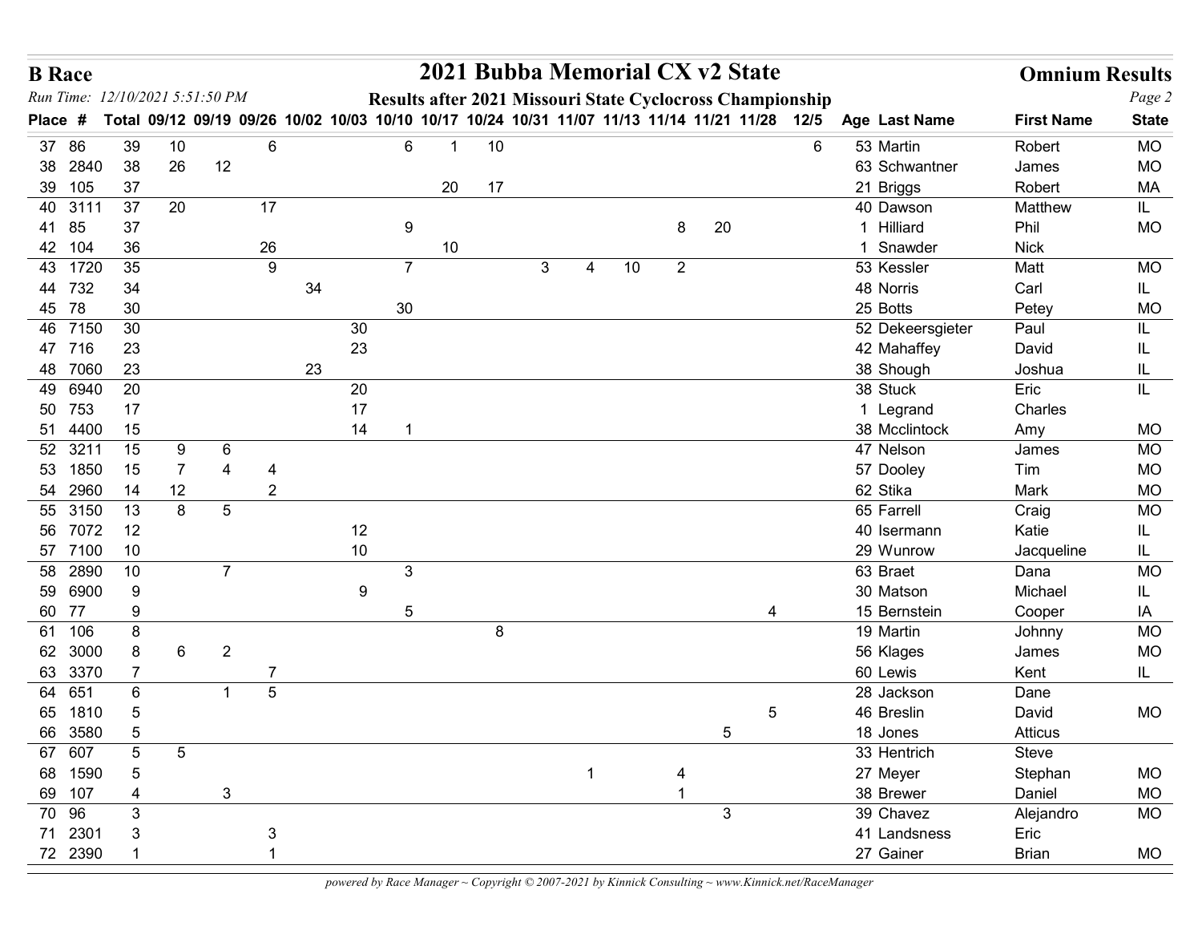**B Race**

# 2021 Bubba Memorial CX v2 State

## Omnium Results

*Run Time: 12/10/2021 5:51:50 PM*

**Results after 2021 Missouri State Cyclocross Championship**

| Place | # | Total | 09/12 | 09/19 | 09/26 | 10/02 | 10/03 | 10/10 | 10/17 | 10/24 | 10/31 | 11/07 | 11/13 | 11/14 | 11/21 | 11/28 | 12/5 | Age | Last Name | First Name | State |
|---|---|---|---|---|---|---|---|---|---|---|---|---|---|---|---|---|---|---|---|---|---|
| 37 | 86 | 39 | 10 | | 6 | | | 6 | 1 | 10 | | | | | | | 6 | 53 | Martin | Robert | MO |
| 38 | 2840 | 38 | 26 | 12 | | | | | | | | | | | | | | 63 | Schwantner | James | MO |
| 39 | 105 | 37 | | | | | | | 20 | 17 | | | | | | | | 21 | Briggs | Robert | MA |
| 40 | 3111 | 37 | 20 | | 17 | | | | | | | | | | | | | 40 | Dawson | Matthew | IL |
| 41 | 85 | 37 | | | | | | 9 | | | | | | 8 | 20 | | | 1 | Hilliard | Phil | MO |
| 42 | 104 | 36 | | | 26 | | | | 10 | | | | | | | | | 1 | Snawder | Nick | |
| 43 | 1720 | 35 | | | 9 | | | 7 | | | 3 | 4 | 10 | 2 | | | | 53 | Kessler | Matt | MO |
| 44 | 732 | 34 | | | | 34 | | | | | | | | | | | | 48 | Norris | Carl | IL |
| 45 | 78 | 30 | | | | | | 30 | | | | | | | | | | 25 | Botts | Petey | MO |
| 46 | 7150 | 30 | | | | | 30 | | | | | | | | | | | 52 | Dekeersgieter | Paul | IL |
| 47 | 716 | 23 | | | | | 23 | | | | | | | | | | | 42 | Mahaffey | David | IL |
| 48 | 7060 | 23 | | | | 23 | | | | | | | | | | | | 38 | Shough | Joshua | IL |
| 49 | 6940 | 20 | | | | | 20 | | | | | | | | | | | 38 | Stuck | Eric | IL |
| 50 | 753 | 17 | | | | | 17 | | | | | | | | | | | 1 | Legrand | Charles | |
| 51 | 4400 | 15 | | | | | 14 | 1 | | | | | | | | | | 38 | Mcclintock | Amy | MO |
| 52 | 3211 | 15 | 9 | 6 | | | | | | | | | | | | | | 47 | Nelson | James | MO |
| 53 | 1850 | 15 | 7 | 4 | 4 | | | | | | | | | | | | | 57 | Dooley | Tim | MO |
| 54 | 2960 | 14 | 12 | | 2 | | | | | | | | | | | | | 62 | Stika | Mark | MO |
| 55 | 3150 | 13 | 8 | 5 | | | | | | | | | | | | | | 65 | Farrell | Craig | MO |
| 56 | 7072 | 12 | | | | | 12 | | | | | | | | | | | 40 | Isermann | Katie | IL |
| 57 | 7100 | 10 | | | | | 10 | | | | | | | | | | | 29 | Wunrow | Jacqueline | IL |
| 58 | 2890 | 10 | | 7 | | | | 3 | | | | | | | | | | 63 | Braet | Dana | MO |
| 59 | 6900 | 9 | | | | | 9 | | | | | | | | | | | 30 | Matson | Michael | IL |
| 60 | 77 | 9 | | | | | | 5 | | | | | | | | 4 | | 15 | Bernstein | Cooper | IA |
| 61 | 106 | 8 | | | | | | | | 8 | | | | | | | | 19 | Martin | Johnny | MO |
| 62 | 3000 | 8 | 6 | 2 | | | | | | | | | | | | | | 56 | Klages | James | MO |
| 63 | 3370 | 7 | | | 7 | | | | | | | | | | | | | 60 | Lewis | Kent | IL |
| 64 | 651 | 6 | | 1 | 5 | | | | | | | | | | | | | 28 | Jackson | Dane | |
| 65 | 1810 | 5 | | | | | | | | | | | | | | 5 | | 46 | Breslin | David | MO |
| 66 | 3580 | 5 | | | | | | | | | | | | | 5 | | | 18 | Jones | Atticus | |
| 67 | 607 | 5 | 5 | | | | | | | | | | | | | | | 33 | Hentrich | Steve | |
| 68 | 1590 | 5 | | | | | | | | | | 1 | | 4 | | | | 27 | Meyer | Stephan | MO |
| 69 | 107 | 4 | | 3 | | | | | | | | | | 1 | | | | 38 | Brewer | Daniel | MO |
| 70 | 96 | 3 | | | | | | | | | | | | | 3 | | | 39 | Chavez | Alejandro | MO |
| 71 | 2301 | 3 | | | 3 | | | | | | | | | | | | | 41 | Landsness | Eric | |
| 72 | 2390 | 1 | | | 1 | | | | | | | | | | | | | 27 | Gainer | Brian | MO |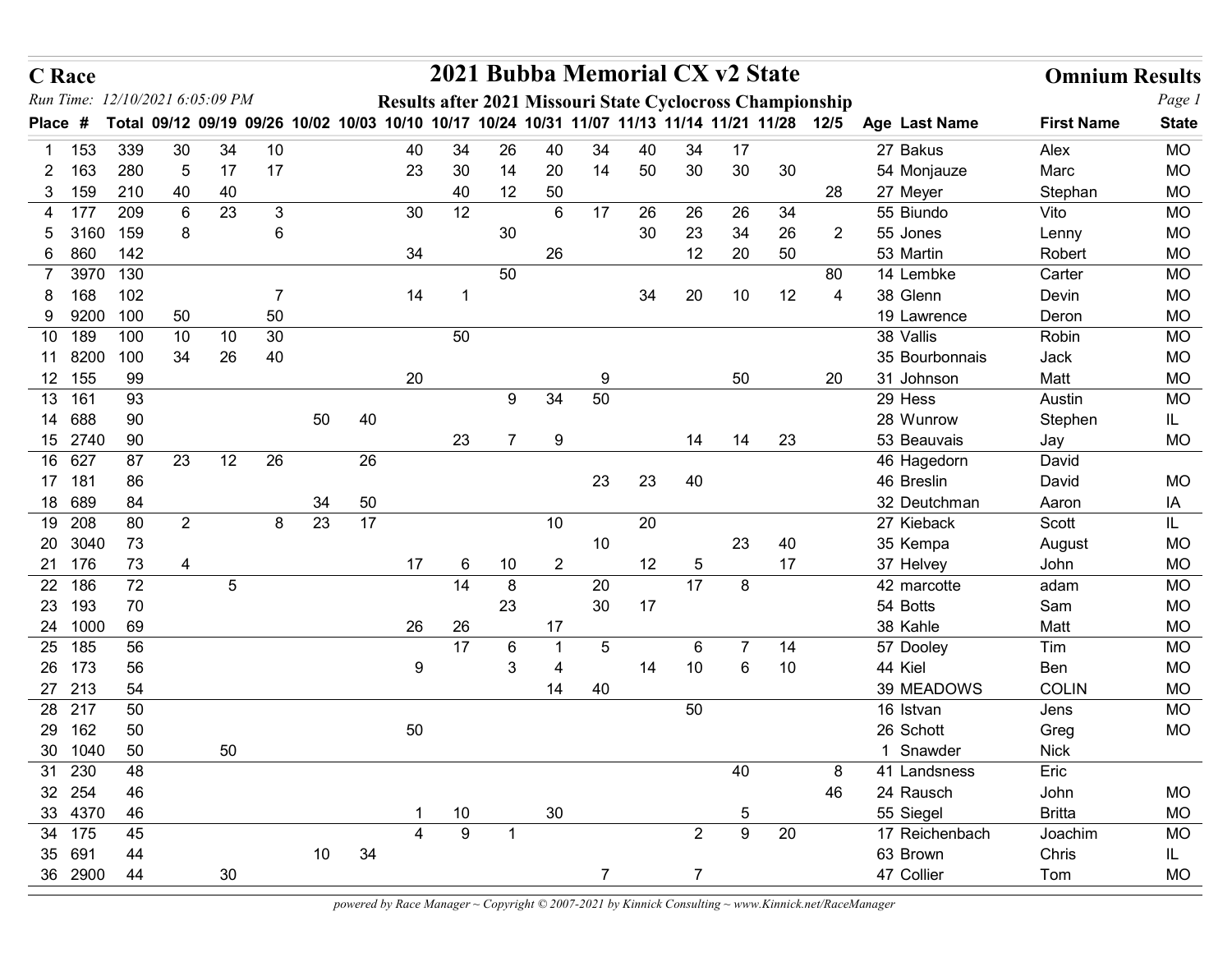**C Race**

*Run Time: 12/10/2021 6:05:09 PM*

# 2021 Bubba Memorial CX v2 State

**Results after 2021 Missouri State Cyclocross Championship**

**Omnium Results**

| Place | # | Total | 09/12 | 09/19 | 09/26 | 10/02 | 10/03 | 10/10 | 10/17 | 10/24 | 10/31 | 11/07 | 11/13 | 11/14 | 11/21 | 11/28 | 12/5 | Age | Last Name | First Name | State |
|---|---|---|---|---|---|---|---|---|---|---|---|---|---|---|---|---|---|---|---|---|---|
| 1 | 153 | 339 | 30 | 34 | 10 | | | 40 | 34 | 26 | 40 | 34 | 40 | 34 | 17 | | | 27 | Bakus | Alex | MO |
| 2 | 163 | 280 | 5 | 17 | 17 | | | 23 | 30 | 14 | 20 | 14 | 50 | 30 | 30 | 30 | | 54 | Monjauze | Marc | MO |
| 3 | 159 | 210 | 40 | 40 | | | | | 40 | 12 | 50 | | | | | | 28 | 27 | Meyer | Stephan | MO |
| 4 | 177 | 209 | 6 | 23 | 3 | | | 30 | 12 | | 6 | 17 | 26 | 26 | 26 | 34 | | 55 | Biundo | Vito | MO |
| 5 | 3160 | 159 | 8 | | 6 | | | | | 30 | | | 30 | 23 | 34 | 26 | 2 | 55 | Jones | Lenny | MO |
| 6 | 860 | 142 | | | | | | 34 | | | 26 | | | 12 | 20 | 50 | | 53 | Martin | Robert | MO |
| 7 | 3970 | 130 | | | | | | | | 50 | | | | | | | 80 | 14 | Lembke | Carter | MO |
| 8 | 168 | 102 | | | 7 | | | 14 | 1 | | | | 34 | 20 | 10 | 12 | 4 | 38 | Glenn | Devin | MO |
| 9 | 9200 | 100 | 50 | | 50 | | | | | | | | | | | | | 19 | Lawrence | Deron | MO |
| 10 | 189 | 100 | 10 | 10 | 30 | | | | 50 | | | | | | | | | 38 | Vallis | Robin | MO |
| 11 | 8200 | 100 | 34 | 26 | 40 | | | | | | | | | | | | | 35 | Bourbonnais | Jack | MO |
| 12 | 155 | 99 | | | | | | 20 | | | | 9 | | | 50 | | 20 | 31 | Johnson | Matt | MO |
| 13 | 161 | 93 | | | | | | | | 9 | 34 | 50 | | | | | | 29 | Hess | Austin | MO |
| 14 | 688 | 90 | | | | 50 | 40 | | | | | | | | | | | 28 | Wunrow | Stephen | IL |
| 15 | 2740 | 90 | | | | | | | 23 | 7 | 9 | | | 14 | 14 | 23 | | 53 | Beauvais | Jay | MO |
| 16 | 627 | 87 | 23 | 12 | 26 | | 26 | | | | | | | | | | | 46 | Hagedorn | David | |
| 17 | 181 | 86 | | | | | | | | | | 23 | 23 | 40 | | | | 46 | Breslin | David | MO |
| 18 | 689 | 84 | | | | 34 | 50 | | | | | | | | | | | 32 | Deutchman | Aaron | IA |
| 19 | 208 | 80 | 2 | | 8 | 23 | 17 | | | | 10 | | 20 | | | | | 27 | Kieback | Scott | IL |
| 20 | 3040 | 73 | | | | | | | | | | 10 | | | 23 | 40 | | 35 | Kempa | August | MO |
| 21 | 176 | 73 | 4 | | | | | 17 | 6 | 10 | 2 | | 12 | 5 | | 17 | | 37 | Helvey | John | MO |
| 22 | 186 | 72 | | 5 | | | | | 14 | 8 | | 20 | | 17 | 8 | | | 42 | marcotte | adam | MO |
| 23 | 193 | 70 | | | | | | | | 23 | | 30 | 17 | | | | | 54 | Botts | Sam | MO |
| 24 | 1000 | 69 | | | | | | 26 | 26 | | 17 | | | | | | | 38 | Kahle | Matt | MO |
| 25 | 185 | 56 | | | | | | | 17 | 6 | 1 | 5 | | 6 | 7 | 14 | | 57 | Dooley | Tim | MO |
| 26 | 173 | 56 | | | | | | 9 | | 3 | 4 | | 14 | 10 | 6 | 10 | | 44 | Kiel | Ben | MO |
| 27 | 213 | 54 | | | | | | | | | 14 | 40 | | | | | | 39 | MEADOWS | COLIN | MO |
| 28 | 217 | 50 | | | | | | | | | | | | 50 | | | | 16 | Istvan | Jens | MO |
| 29 | 162 | 50 | | | | | | 50 | | | | | | | | | | 26 | Schott | Greg | MO |
| 30 | 1040 | 50 | | 50 | | | | | | | | | | | | | | 1 | Snawder | Nick | |
| 31 | 230 | 48 | | | | | | | | | | | | | 40 | | 8 | 41 | Landsness | Eric | |
| 32 | 254 | 46 | | | | | | | | | | | | | | | 46 | 24 | Rausch | John | MO |
| 33 | 4370 | 46 | | | | | | 1 | 10 | | 30 | | | | 5 | | | 55 | Siegel | Britta | MO |
| 34 | 175 | 45 | | | | | | 4 | 9 | 1 | | | | 2 | 9 | 20 | | 17 | Reichenbach | Joachim | MO |
| 35 | 691 | 44 | | | | 10 | 34 | | | | | | | | | | | 63 | Brown | Chris | IL |
| 36 | 2900 | 44 | | 30 | | | | | | | | 7 | | 7 | | | | 47 | Collier | Tom | MO |

*powered by Race Manager ~ Copyright © 2007-2021 by Kinnick Consulting ~ www.Kinnick.net/RaceManager*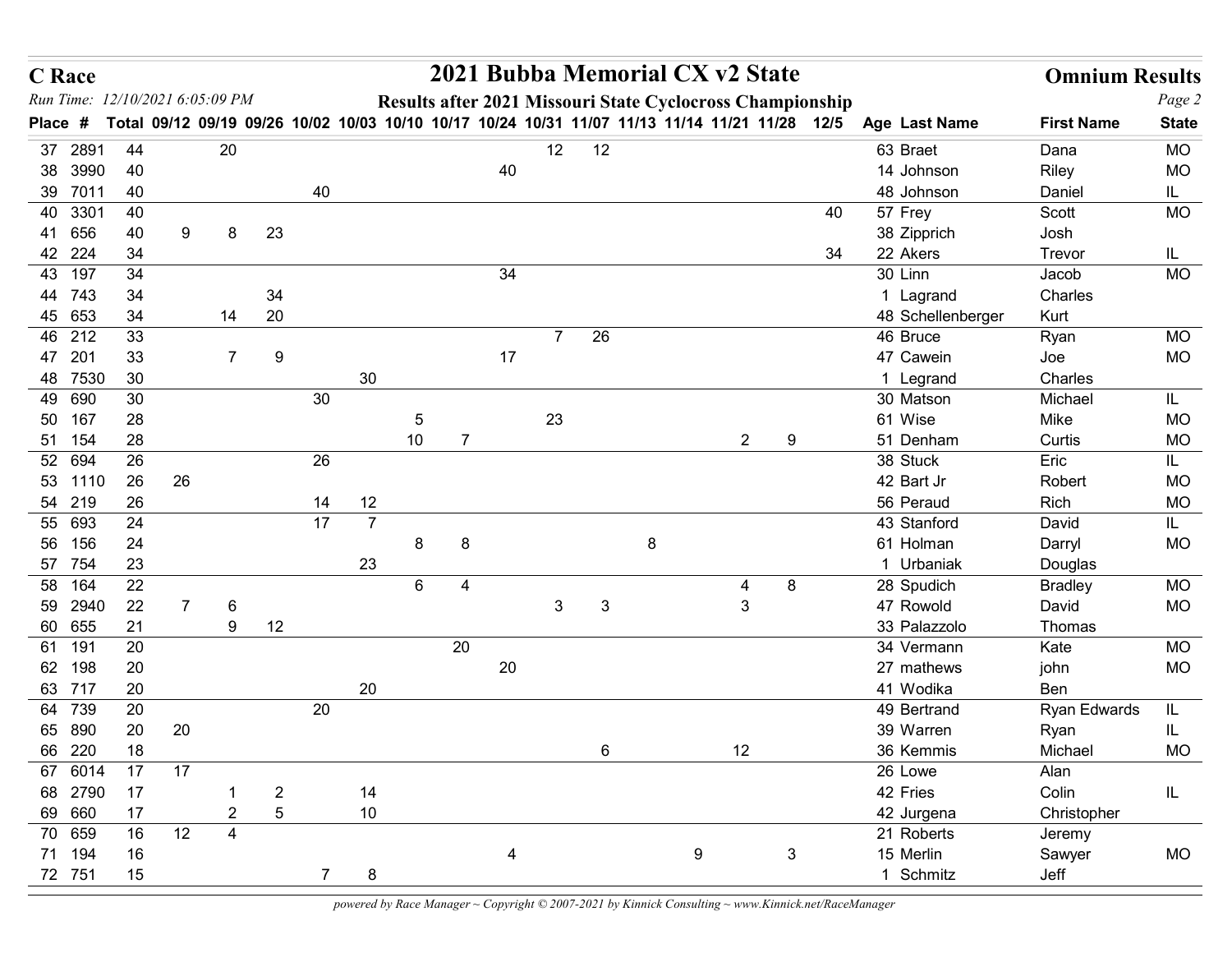**C Race**

# 2021 Bubba Memorial CX v2 State

**Omnium Results**

*Run Time: 12/10/2021 6:05:09 PM*

**Results after 2021 Missouri State Cyclocross Championship**

| Place | # | Total | 09/12 | 09/19 | 09/26 | 10/02 | 10/03 | 10/10 | 10/17 | 10/24 | 10/31 | 11/07 | 11/13 | 11/14 | 11/21 | 11/28 | 12/5 | Age | Last Name | First Name | State |
|---|---|---|---|---|---|---|---|---|---|---|---|---|---|---|---|---|---|---|---|---|---|
| 37 | 2891 | 44 | | 20 | | | | | | | 12 | 12 | | | | | | 63 | Braet | Dana | MO |
| 38 | 3990 | 40 | | | | | | | | 40 | | | | | | | | 14 | Johnson | Riley | MO |
| 39 | 7011 | 40 | | | | 40 | | | | | | | | | | | | 48 | Johnson | Daniel | IL |
| 40 | 3301 | 40 | | | | | | | | | | | | | | | 40 | 57 | Frey | Scott | MO |
| 41 | 656 | 40 | 9 | 8 | 23 | | | | | | | | | | | | | 38 | Zipprich | Josh | |
| 42 | 224 | 34 | | | | | | | | | | | | | | | 34 | 22 | Akers | Trevor | IL |
| 43 | 197 | 34 | | | | | | | | 34 | | | | | | | | 30 | Linn | Jacob | MO |
| 44 | 743 | 34 | | | 34 | | | | | | | | | | | | | 1 | Lagrand | Charles | |
| 45 | 653 | 34 | | 14 | 20 | | | | | | | | | | | | | 48 | Schellenberger | Kurt | |
| 46 | 212 | 33 | | | | | | | | | 7 | 26 | | | | | | 46 | Bruce | Ryan | MO |
| 47 | 201 | 33 | | 7 | 9 | | | | | 17 | | | | | | | | 47 | Cawein | Joe | MO |
| 48 | 7530 | 30 | | | | | 30 | | | | | | | | | | | 1 | Legrand | Charles | |
| 49 | 690 | 30 | | | | 30 | | | | | | | | | | | | 30 | Matson | Michael | IL |
| 50 | 167 | 28 | | | | | | 5 | | | 23 | | | | | | | 61 | Wise | Mike | MO |
| 51 | 154 | 28 | | | | | | 10 | 7 | | | | | | 2 | 9 | | 51 | Denham | Curtis | MO |
| 52 | 694 | 26 | | | | 26 | | | | | | | | | | | | 38 | Stuck | Eric | IL |
| 53 | 1110 | 26 | 26 | | | | | | | | | | | | | | | 42 | Bart Jr | Robert | MO |
| 54 | 219 | 26 | | | | 14 | 12 | | | | | | | | | | | 56 | Peraud | Rich | MO |
| 55 | 693 | 24 | | | | 17 | 7 | | | | | | | | | | | 43 | Stanford | David | IL |
| 56 | 156 | 24 | | | | | | 8 | 8 | | | | 8 | | | | | 61 | Holman | Darryl | MO |
| 57 | 754 | 23 | | | | | 23 | | | | | | | | | | | 1 | Urbaniak | Douglas | |
| 58 | 164 | 22 | | | | | | 6 | 4 | | | | | | 4 | 8 | | 28 | Spudich | Bradley | MO |
| 59 | 2940 | 22 | 7 | 6 | | | | | | | 3 | 3 | | | 3 | | | 47 | Rowold | David | MO |
| 60 | 655 | 21 | | 9 | 12 | | | | | | | | | | | | | 33 | Palazzolo | Thomas | |
| 61 | 191 | 20 | | | | | | | 20 | | | | | | | | | 34 | Vermann | Kate | MO |
| 62 | 198 | 20 | | | | | | | | 20 | | | | | | | | 27 | mathews | john | MO |
| 63 | 717 | 20 | | | | | 20 | | | | | | | | | | | 41 | Wodika | Ben | |
| 64 | 739 | 20 | | | | 20 | | | | | | | | | | | | 49 | Bertrand | Ryan Edwards | IL |
| 65 | 890 | 20 | 20 | | | | | | | | | | | | | | | 39 | Warren | Ryan | IL |
| 66 | 220 | 18 | | | | | | | | | | 6 | | | 12 | | | 36 | Kemmis | Michael | MO |
| 67 | 6014 | 17 | 17 | | | | | | | | | | | | | | | 26 | Lowe | Alan | |
| 68 | 2790 | 17 | | 1 | 2 | | 14 | | | | | | | | | | | 42 | Fries | Colin | IL |
| 69 | 660 | 17 | | 2 | 5 | | 10 | | | | | | | | | | | 42 | Jurgena | Christopher | |
| 70 | 659 | 16 | 12 | 4 | | | | | | | | | | | | | | 21 | Roberts | Jeremy | |
| 71 | 194 | 16 | | | | | | | | 4 | | | | 9 | | 3 | | 15 | Merlin | Sawyer | MO |
| 72 | 751 | 15 | | | | 7 | 8 | | | | | | | | | | | 1 | Schmitz | Jeff | |

*powered by Race Manager ~ Copyright © 2007-2021 by Kinnick Consulting ~ www.Kinnick.net/RaceManager*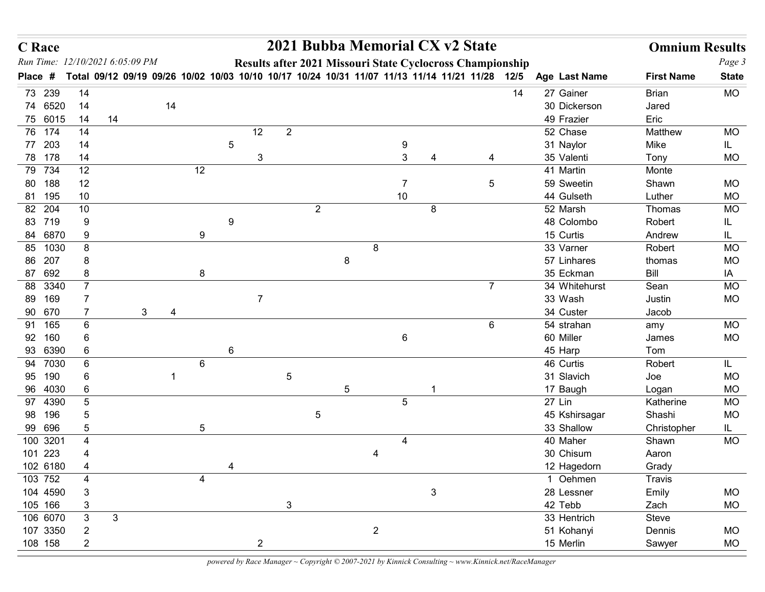## C Race

# 2021 Bubba Memorial CX v2 State

## Omnium Results

*Run Time: 12/10/2021 6:05:09 PM*

**Results after 2021 Missouri State Cyclocross Championship**

| Place | # | Total | 09/12 | 09/19 | 09/26 | 10/02 | 10/03 | 10/10 | 10/17 | 10/24 | 10/31 | 11/07 | 11/13 | 11/14 | 11/21 | 11/28 | 12/5 | Age | Last Name | First Name | State |
|---|---|---|---|---|---|---|---|---|---|---|---|---|---|---|---|---|---|---|---|---|---|
| 73 | 239 | 14 | | | | | | | | | | | | | | | 14 | 27 | Gainer | Brian | MO |
| 74 | 6520 | 14 | | | 14 | | | | | | | | | | | | | 30 | Dickerson | Jared | |
| 75 | 6015 | 14 | 14 | | | | | | | | | | | | | | | 49 | Frazier | Eric | |
| 76 | 174 | 14 | | | | | | 12 | 2 | | | | | | | | | 52 | Chase | Matthew | MO |
| 77 | 203 | 14 | | | | | 5 | | | | | | 9 | | | | | 31 | Naylor | Mike | IL |
| 78 | 178 | 14 | | | | | | 3 | | | | | 3 | 4 | | 4 | | 35 | Valenti | Tony | MO |
| 79 | 734 | 12 | | | | 12 | | | | | | | | | | | | 41 | Martin | Monte | |
| 80 | 188 | 12 | | | | | | | | | | | 7 | | | 5 | | 59 | Sweetin | Shawn | MO |
| 81 | 195 | 10 | | | | | | | | | | | 10 | | | | | 44 | Gulseth | Luther | MO |
| 82 | 204 | 10 | | | | | | | | 2 | | | | 8 | | | | 52 | Marsh | Thomas | MO |
| 83 | 719 | 9 | | | | | 9 | | | | | | | | | | | 48 | Colombo | Robert | IL |
| 84 | 6870 | 9 | | | | 9 | | | | | | | | | | | | 15 | Curtis | Andrew | IL |
| 85 | 1030 | 8 | | | | | | | | | | 8 | | | | | | 33 | Varner | Robert | MO |
| 86 | 207 | 8 | | | | | | | | | 8 | | | | | | | 57 | Linhares | thomas | MO |
| 87 | 692 | 8 | | | | 8 | | | | | | | | | | | | 35 | Eckman | Bill | IA |
| 88 | 3340 | 7 | | | | | | | | | | | | | | 7 | | 34 | Whitehurst | Sean | MO |
| 89 | 169 | 7 | | | | | | 7 | | | | | | | | | | 33 | Wash | Justin | MO |
| 90 | 670 | 7 | | 3 | 4 | | | | | | | | | | | | | 34 | Custer | Jacob | |
| 91 | 165 | 6 | | | | | | | | | | | | | | 6 | | 54 | strahan | amy | MO |
| 92 | 160 | 6 | | | | | | | | | | | 6 | | | | | 60 | Miller | James | MO |
| 93 | 6390 | 6 | | | | | 6 | | | | | | | | | | | 45 | Harp | Tom | |
| 94 | 7030 | 6 | | | | 6 | | | | | | | | | | | | 46 | Curtis | Robert | IL |
| 95 | 190 | 6 | | | 1 | | | | 5 | | | | | | | | | 31 | Slavich | Joe | MO |
| 96 | 4030 | 6 | | | | | | | | | 5 | | | 1 | | | | 17 | Baugh | Logan | MO |
| 97 | 4390 | 5 | | | | | | | | | | | 5 | | | | | 27 | Lin | Katherine | MO |
| 98 | 196 | 5 | | | | | | | | 5 | | | | | | | | 45 | Kshirsagar | Shashi | MO |
| 99 | 696 | 5 | | | | 5 | | | | | | | | | | | | 33 | Shallow | Christopher | IL |
| 100 | 3201 | 4 | | | | | | | | | | | 4 | | | | | 40 | Maher | Shawn | MO |
| 101 | 223 | 4 | | | | | | | | | | 4 | | | | | | 30 | Chisum | Aaron | |
| 102 | 6180 | 4 | | | | | 4 | | | | | | | | | | | 12 | Hagedorn | Grady | |
| 103 | 752 | 4 | | | | 4 | | | | | | | | | | | | 1 | Oehmen | Travis | |
| 104 | 4590 | 3 | | | | | | | | | | | | 3 | | | | 28 | Lessner | Emily | MO |
| 105 | 166 | 3 | | | | | | | 3 | | | | | | | | | 42 | Tebb | Zach | MO |
| 106 | 6070 | 3 | 3 | | | | | | | | | | | | | | | 33 | Hentrich | Steve | |
| 107 | 3350 | 2 | | | | | | | | | | 2 | | | | | | 51 | Kohanyi | Dennis | MO |
| 108 | 158 | 2 | | | | | | 2 | | | | | | | | | | 15 | Merlin | Sawyer | MO |

*powered by Race Manager ~ Copyright © 2007-2021 by Kinnick Consulting ~ www.Kinnick.net/RaceManager*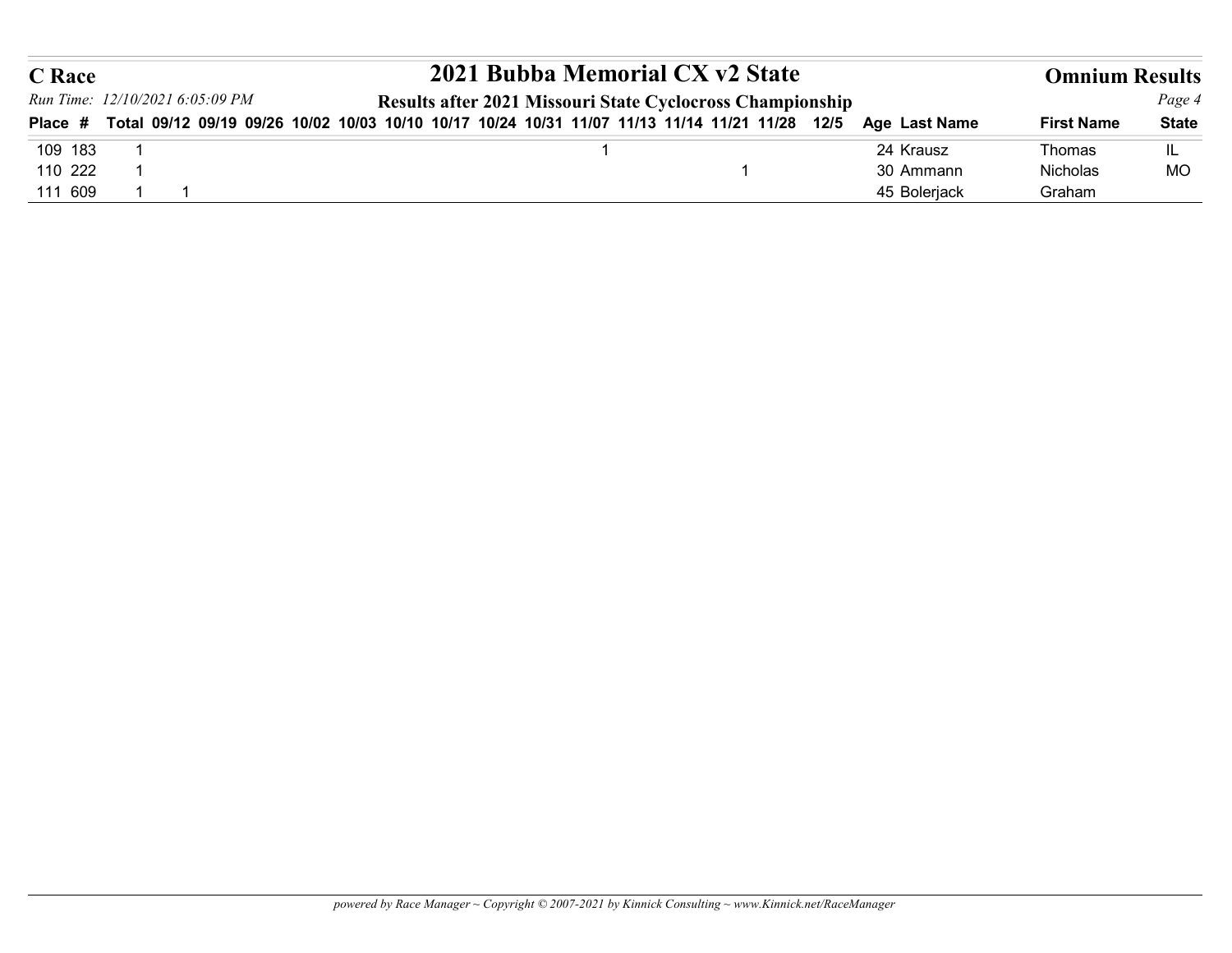# C Race

## 2021 Bubba Memorial CX v2 State

**Omnium Results**

*Run Time: 12/10/2021 6:05:09 PM*

**Results after 2021 Missouri State Cyclocross Championship**

| Place | # | Total | 09/12 | 09/19 | 09/26 | 10/02 | 10/03 | 10/10 | 10/17 | 10/24 | 10/31 | 11/07 | 11/13 | 11/14 | 11/21 | 11/28 | 12/5 | Age | Last Name | First Name | State |
|---|---|---|---|---|---|---|---|---|---|---|---|---|---|---|---|---|---|---|---|---|---|
| 109 | 183 | 1 | | | | | | | | | | 1 | | | | | | 24 | Krausz | Thomas | IL |
| 110 | 222 | 1 | | | | | | | | | | | | | 1 | | | 30 | Ammann | Nicholas | MO |
| 111 | 609 | 1 | 1 | | | | | | | | | | | | | | | 45 | Bolerjack | Graham | |

*powered by Race Manager ~ Copyright © 2007-2021 by Kinnick Consulting ~ www.Kinnick.net/RaceManager*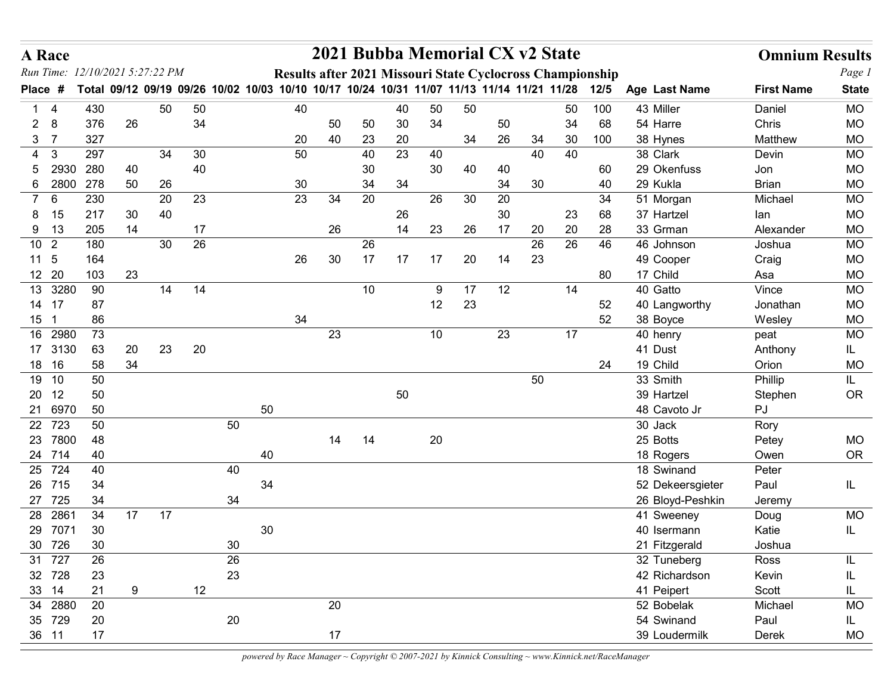# A Race

## 2021 Bubba Memorial CX v2 State

## Omnium Results

*Run Time: 12/10/2021 5:27:22 PM*

**Results after 2021 Missouri State Cyclocross Championship**

| Place | # | Total | 09/12 | 09/19 | 09/26 | 10/02 | 10/03 | 10/10 | 10/17 | 10/24 | 10/31 | 11/07 | 11/13 | 11/14 | 11/21 | 11/28 | 12/5 | Age | Last Name | First Name | State |
|---|---|---|---|---|---|---|---|---|---|---|---|---|---|---|---|---|---|---|---|---|---|
| 1 | 4 | 430 | | 50 | 50 | | | 40 | | | 40 | 50 | 50 | | | 50 | 100 | 43 | Miller | Daniel | MO |
| 2 | 8 | 376 | 26 | | 34 | | | | 50 | 50 | 30 | 34 | | 50 | | 34 | 68 | 54 | Harre | Chris | MO |
| 3 | 7 | 327 | | | | | | 20 | 40 | 23 | 20 | | 34 | 26 | 34 | 30 | 100 | 38 | Hynes | Matthew | MO |
| 4 | 3 | 297 | | 34 | 30 | | | 50 | | 40 | 23 | 40 | | | 40 | 40 | | 38 | Clark | Devin | MO |
| 5 | 2930 | 280 | 40 | | 40 | | | | | 30 | | 30 | 40 | 40 | | | 60 | 29 | Okenfuss | Jon | MO |
| 6 | 2800 | 278 | 50 | 26 | | | | 30 | | 34 | 34 | | | 34 | 30 | | 40 | 29 | Kukla | Brian | MO |
| 7 | 6 | 230 | | 20 | 23 | | | 23 | 34 | 20 | | 26 | 30 | 20 | | | 34 | 51 | Morgan | Michael | MO |
| 8 | 15 | 217 | 30 | 40 | | | | | | | 26 | | | 30 | | 23 | 68 | 37 | Hartzel | Ian | MO |
| 9 | 13 | 205 | 14 | | 17 | | | | 26 | | 14 | 23 | 26 | 17 | 20 | 20 | 28 | 33 | Grman | Alexander | MO |
| 10 | 2 | 180 | | 30 | 26 | | | | | 26 | | | | | 26 | 26 | 46 | 46 | Johnson | Joshua | MO |
| 11 | 5 | 164 | | | | | | 26 | 30 | 17 | 17 | 17 | 20 | 14 | 23 | | | 49 | Cooper | Craig | MO |
| 12 | 20 | 103 | 23 | | | | | | | | | | | | | | 80 | 17 | Child | Asa | MO |
| 13 | 3280 | 90 | | 14 | 14 | | | | | 10 | | 9 | 17 | 12 | | 14 | | 40 | Gatto | Vince | MO |
| 14 | 17 | 87 | | | | | | | | | | 12 | 23 | | | | 52 | 40 | Langworthy | Jonathan | MO |
| 15 | 1 | 86 | | | | | | 34 | | | | | | | | | 52 | 38 | Boyce | Wesley | MO |
| 16 | 2980 | 73 | | | | | | | 23 | | | 10 | | 23 | | 17 | | 40 | henry | peat | MO |
| 17 | 3130 | 63 | 20 | 23 | 20 | | | | | | | | | | | | | 41 | Dust | Anthony | IL |
| 18 | 16 | 58 | 34 | | | | | | | | | | | | | | 24 | 19 | Child | Orion | MO |
| 19 | 10 | 50 | | | | | | | | | | | | | 50 | | | 33 | Smith | Phillip | IL |
| 20 | 12 | 50 | | | | | | | | | 50 | | | | | | | 39 | Hartzel | Stephen | OR |
| 21 | 6970 | 50 | | | | | 50 | | | | | | | | | | | 48 | Cavoto Jr | PJ | |
| 22 | 723 | 50 | | | | 50 | | | | | | | | | | | | 30 | Jack | Rory | |
| 23 | 7800 | 48 | | | | | | | 14 | 14 | | 20 | | | | | | 25 | Botts | Petey | MO |
| 24 | 714 | 40 | | | | | 40 | | | | | | | | | | | 18 | Rogers | Owen | OR |
| 25 | 724 | 40 | | | | 40 | | | | | | | | | | | | 18 | Swinand | Peter | |
| 26 | 715 | 34 | | | | | 34 | | | | | | | | | | | 52 | Dekeersgieter | Paul | IL |
| 27 | 725 | 34 | | | | 34 | | | | | | | | | | | | 26 | Bloyd-Peshkin | Jeremy | |
| 28 | 2861 | 34 | 17 | 17 | | | | | | | | | | | | | | 41 | Sweeney | Doug | MO |
| 29 | 7071 | 30 | | | | | 30 | | | | | | | | | | | 40 | Isermann | Katie | IL |
| 30 | 726 | 30 | | | | 30 | | | | | | | | | | | | 21 | Fitzgerald | Joshua | |
| 31 | 727 | 26 | | | | 26 | | | | | | | | | | | | 32 | Tuneberg | Ross | IL |
| 32 | 728 | 23 | | | | 23 | | | | | | | | | | | | 42 | Richardson | Kevin | IL |
| 33 | 14 | 21 | 9 | | 12 | | | | | | | | | | | | | 41 | Peipert | Scott | IL |
| 34 | 2880 | 20 | | | | | | | 20 | | | | | | | | | 52 | Bobelak | Michael | MO |
| 35 | 729 | 20 | | | | 20 | | | | | | | | | | | | 54 | Swinand | Paul | IL |
| 36 | 11 | 17 | | | | | | | 17 | | | | | | | | | 39 | Loudermilk | Derek | MO |

*powered by Race Manager ~ Copyright © 2007-2021 by Kinnick Consulting ~ www.Kinnick.net/RaceManager*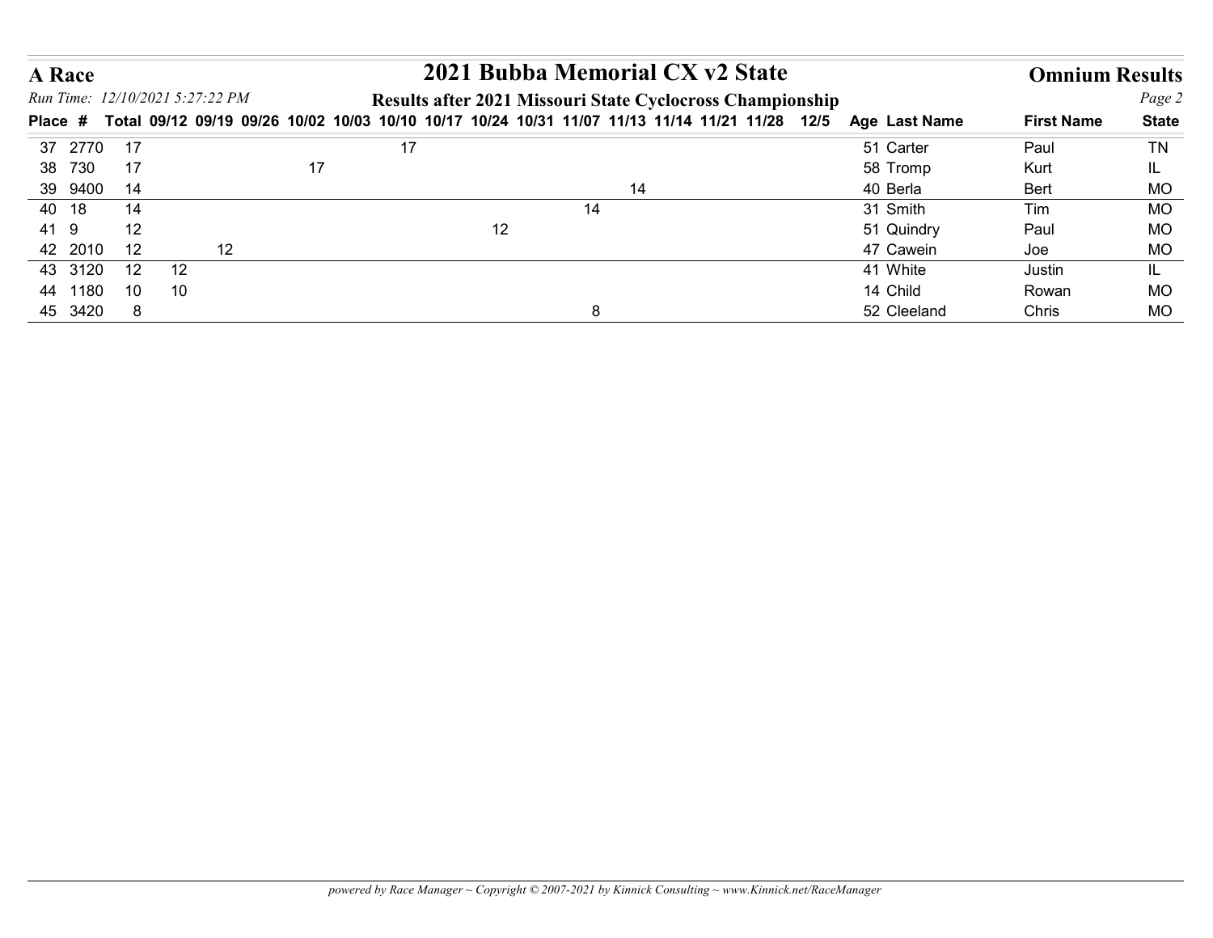**A Race**

# 2021 Bubba Memorial CX v2 State

**Omnium Results**

*Run Time: 12/10/2021 5:27:22 PM*

**Results after 2021 Missouri State Cyclocross Championship**

| Place | # | Total | 09/12 | 09/19 | 09/26 | 10/02 | 10/03 | 10/10 | 10/17 | 10/24 | 10/31 | 11/07 | 11/13 | 11/14 | 11/21 | 11/28 | 12/5 | Age | Last Name | First Name | State |
|---|---|---|---|---|---|---|---|---|---|---|---|---|---|---|---|---|---|---|---|---|---|
| 37 | 2770 | 17 | | | | | | 17 | | | | | | | | | | 51 | Carter | Paul | TN |
| 38 | 730 | 17 | | | | 17 | | | | | | | | | | | | 58 | Tromp | Kurt | IL |
| 39 | 9400 | 14 | | | | | | | | | | | 14 | | | | | 40 | Berla | Bert | MO |
| 40 | 18 | 14 | | | | | | | | | | 14 | | | | | | 31 | Smith | Tim | MO |
| 41 | 9 | 12 | | | | | | | | 12 | | | | | | | | 51 | Quindry | Paul | MO |
| 42 | 2010 | 12 | | 12 | | | | | | | | | | | | | | 47 | Cawein | Joe | MO |
| 43 | 3120 | 12 | 12 | | | | | | | | | | | | | | | 41 | White | Justin | IL |
| 44 | 1180 | 10 | 10 | | | | | | | | | | | | | | | 14 | Child | Rowan | MO |
| 45 | 3420 | 8 | | | | | | | | | | 8 | | | | | | 52 | Cleeland | Chris | MO |

*powered by Race Manager ~ Copyright © 2007-2021 by Kinnick Consulting ~ www.Kinnick.net/RaceManager*